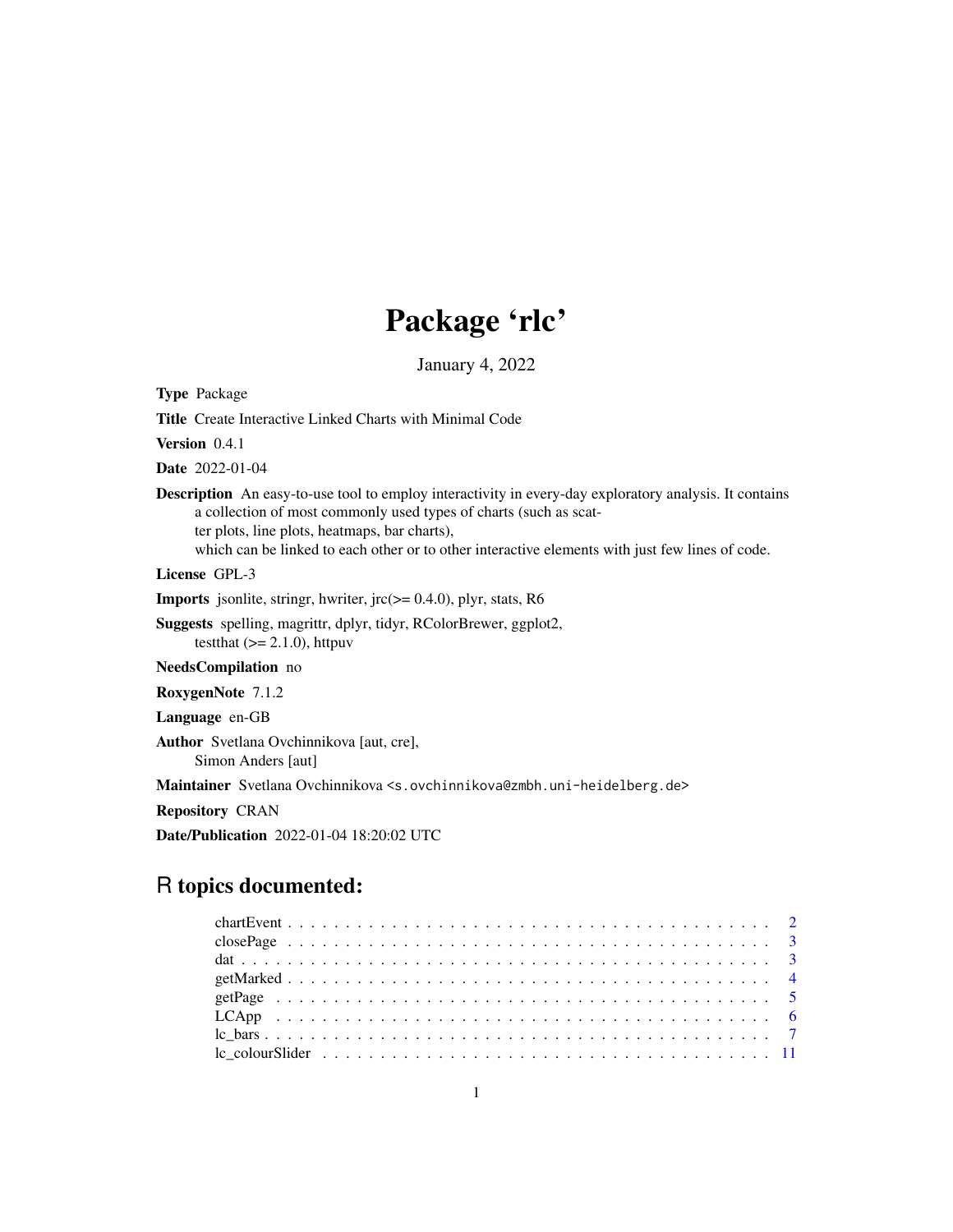# Package 'rlc'

January 4, 2022

**Type** Package

**Title** Create Interactive Linked Charts with Minimal Code

**Version** 0.4.1

**Date** 2022-01-04

**Description** An easy-to-use tool to employ interactivity in every-day exploratory analysis. It contains a collection of most commonly used types of charts (such as scatter plots, line plots, heatmaps, bar charts), which can be linked to each other or to other interactive elements with just few lines of code.

**License** GPL-3

**Imports** jsonlite, stringr, hwriter, jrc(>= 0.4.0), plyr, stats, R6

**Suggests** spelling, magrittr, dplyr, tidyr, RColorBrewer, ggplot2, testthat (>= 2.1.0), httpuv

**NeedsCompilation** no

**RoxygenNote** 7.1.2

**Language** en-GB

**Author** Svetlana Ovchinnikova [aut, cre], Simon Anders [aut]

**Maintainer** Svetlana Ovchinnikova <s.ovchinnikova@zmbh.uni-heidelberg.de>

**Repository** CRAN

**Date/Publication** 2022-01-04 18:20:02 UTC

## R topics documented:

- chartEvent . . . . . . . . . . . . . . . . . . . . . . . . . . . . . . . . . . . . . . . . 2
- closePage . . . . . . . . . . . . . . . . . . . . . . . . . . . . . . . . . . . . . . . . 3
- dat . . . . . . . . . . . . . . . . . . . . . . . . . . . . . . . . . . . . . . . . . . . 3
- getMarked . . . . . . . . . . . . . . . . . . . . . . . . . . . . . . . . . . . . . . . . 4
- getPage . . . . . . . . . . . . . . . . . . . . . . . . . . . . . . . . . . . . . . . . . 5
- LCApp . . . . . . . . . . . . . . . . . . . . . . . . . . . . . . . . . . . . . . . . . . 6
- lc_bars . . . . . . . . . . . . . . . . . . . . . . . . . . . . . . . . . . . . . . . . . 7
- lc_colourSlider . . . . . . . . . . . . . . . . . . . . . . . . . . . . . . . . . . . . . 11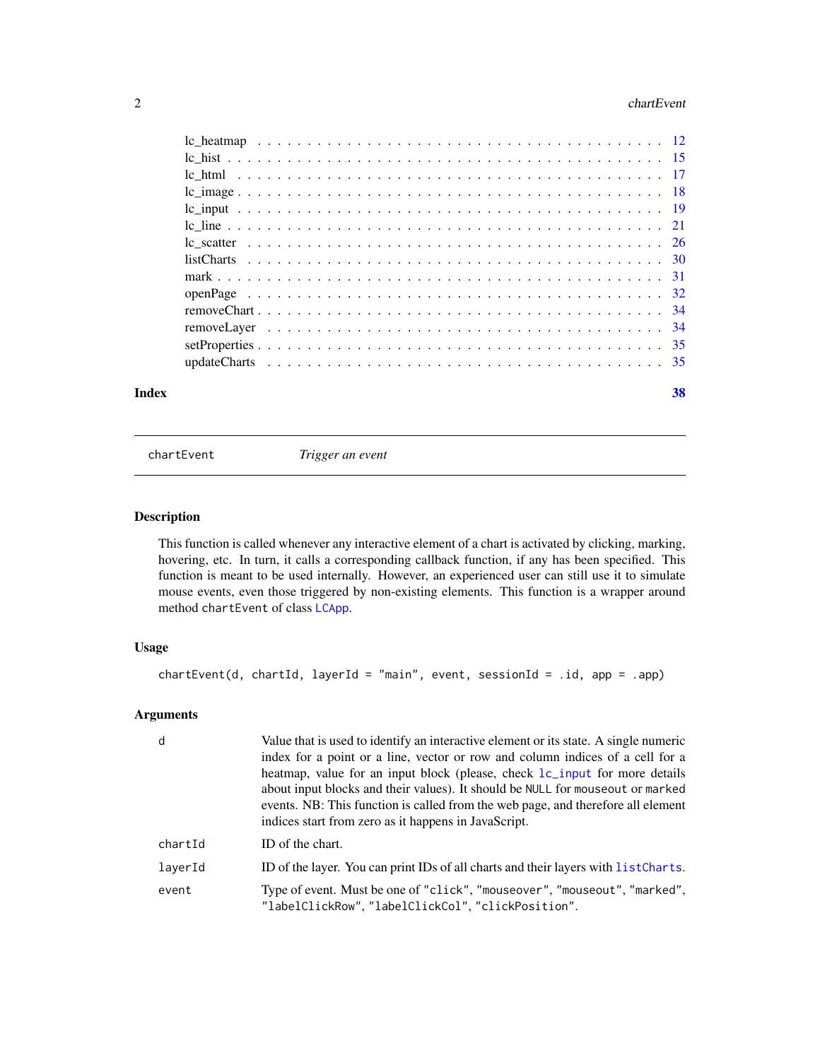lc_heatmap . . . . . . . . . . . . . . . . . . . . . . . . . . . . . . . . . . . . . . 12
lc_hist . . . . . . . . . . . . . . . . . . . . . . . . . . . . . . . . . . . . . . . . 15
lc_html . . . . . . . . . . . . . . . . . . . . . . . . . . . . . . . . . . . . . . . . 17
lc_image . . . . . . . . . . . . . . . . . . . . . . . . . . . . . . . . . . . . . . . 18
lc_input . . . . . . . . . . . . . . . . . . . . . . . . . . . . . . . . . . . . . . . 19
lc_line . . . . . . . . . . . . . . . . . . . . . . . . . . . . . . . . . . . . . . . . 21
lc_scatter . . . . . . . . . . . . . . . . . . . . . . . . . . . . . . . . . . . . . . 26
listCharts . . . . . . . . . . . . . . . . . . . . . . . . . . . . . . . . . . . . . . 30
mark . . . . . . . . . . . . . . . . . . . . . . . . . . . . . . . . . . . . . . . . . 31
openPage . . . . . . . . . . . . . . . . . . . . . . . . . . . . . . . . . . . . . . . 32
removeChart . . . . . . . . . . . . . . . . . . . . . . . . . . . . . . . . . . . . . 34
removeLayer . . . . . . . . . . . . . . . . . . . . . . . . . . . . . . . . . . . . . 34
setProperties . . . . . . . . . . . . . . . . . . . . . . . . . . . . . . . . . . . . 35
updateCharts . . . . . . . . . . . . . . . . . . . . . . . . . . . . . . . . . . . . . 35

**Index** **38**

---

`chartEvent` *Trigger an event*

---

## Description

This function is called whenever any interactive element of a chart is activated by clicking, marking, hovering, etc. In turn, it calls a corresponding callback function, if any has been specified. This function is meant to be used internally. However, an experienced user can still use it to simulate mouse events, even those triggered by non-existing elements. This function is a wrapper around method `chartEvent` of class `LCApp`.

## Usage

```
chartEvent(d, chartId, layerId = "main", event, sessionId = .id, app = .app)
```

## Arguments

| | |
|---|---|
| `d` | Value that is used to identify an interactive element or its state. A single numeric index for a point or a line, vector or row and column indices of a cell for a heatmap, value for an input block (please, check `lc_input` for more details about input blocks and their values). It should be `NULL` for `mouseout` or `marked` events. NB: This function is called from the web page, and therefore all element indices start from zero as it happens in JavaScript. |
| `chartId` | ID of the chart. |
| `layerId` | ID of the layer. You can print IDs of all charts and their layers with `listCharts`. |
| `event` | Type of event. Must be one of `"click"`, `"mouseover"`, `"mouseout"`, `"marked"`, `"labelClickRow"`, `"labelClickCol"`, `"clickPosition"`. |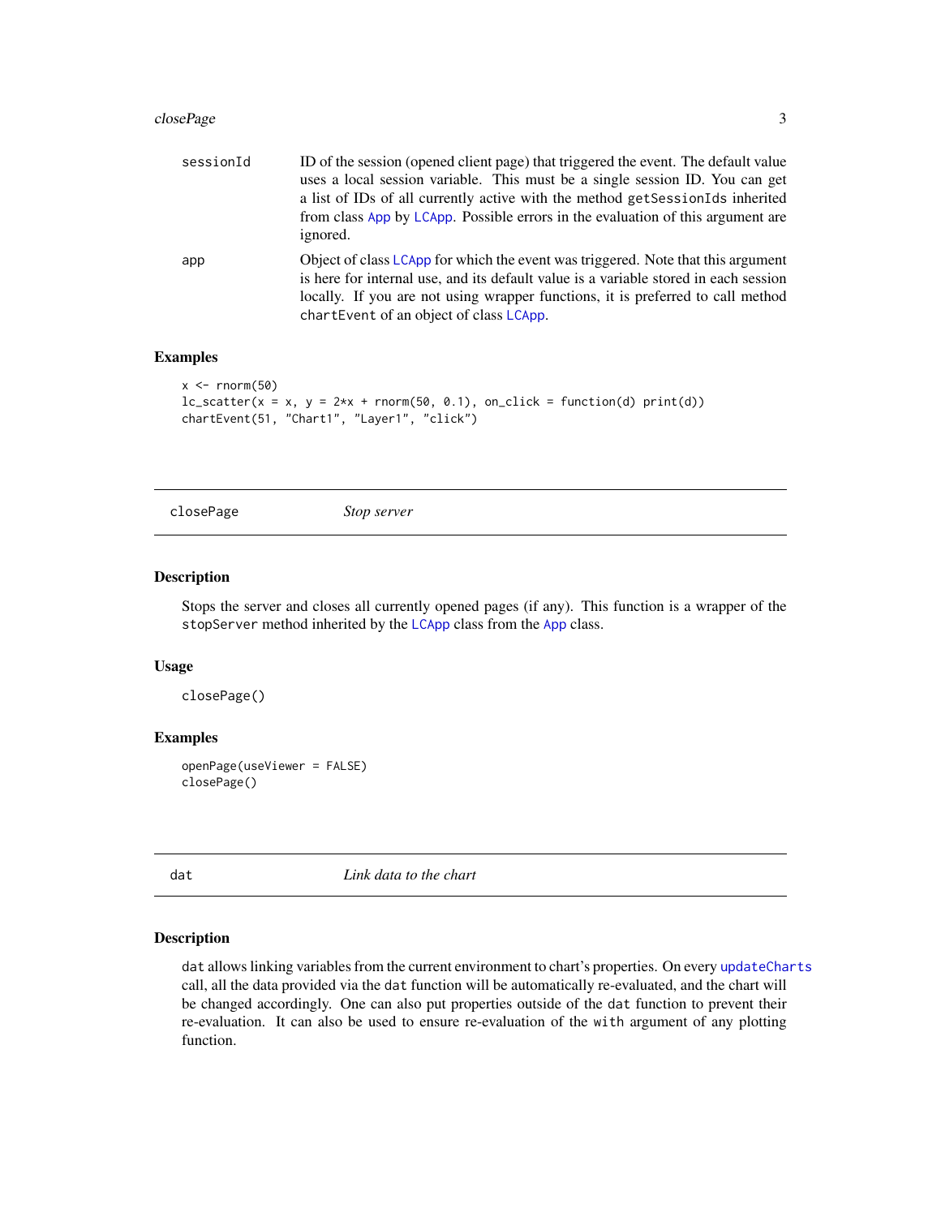| | |
|---|---|
| sessionId | ID of the session (opened client page) that triggered the event. The default value uses a local session variable. This must be a single session ID. You can get a list of IDs of all currently active with the method getSessionIds inherited from class App by LCApp. Possible errors in the evaluation of this argument are ignored. |
| app | Object of class LCApp for which the event was triggered. Note that this argument is here for internal use, and its default value is a variable stored in each session locally. If you are not using wrapper functions, it is preferred to call method chartEvent of an object of class LCApp. |

### Examples

```
x <- rnorm(50)
lc_scatter(x = x, y = 2*x + rnorm(50, 0.1), on_click = function(d) print(d))
chartEvent(51, "Chart1", "Layer1", "click")
```

---

## closePage *Stop server*

---

### Description

Stops the server and closes all currently opened pages (if any). This function is a wrapper of the stopServer method inherited by the LCApp class from the App class.

### Usage

```
closePage()
```

### Examples

```
openPage(useViewer = FALSE)
closePage()
```

---

## dat *Link data to the chart*

---

### Description

dat allows linking variables from the current environment to chart's properties. On every updateCharts call, all the data provided via the dat function will be automatically re-evaluated, and the chart will be changed accordingly. One can also put properties outside of the dat function to prevent their re-evaluation. It can also be used to ensure re-evaluation of the with argument of any plotting function.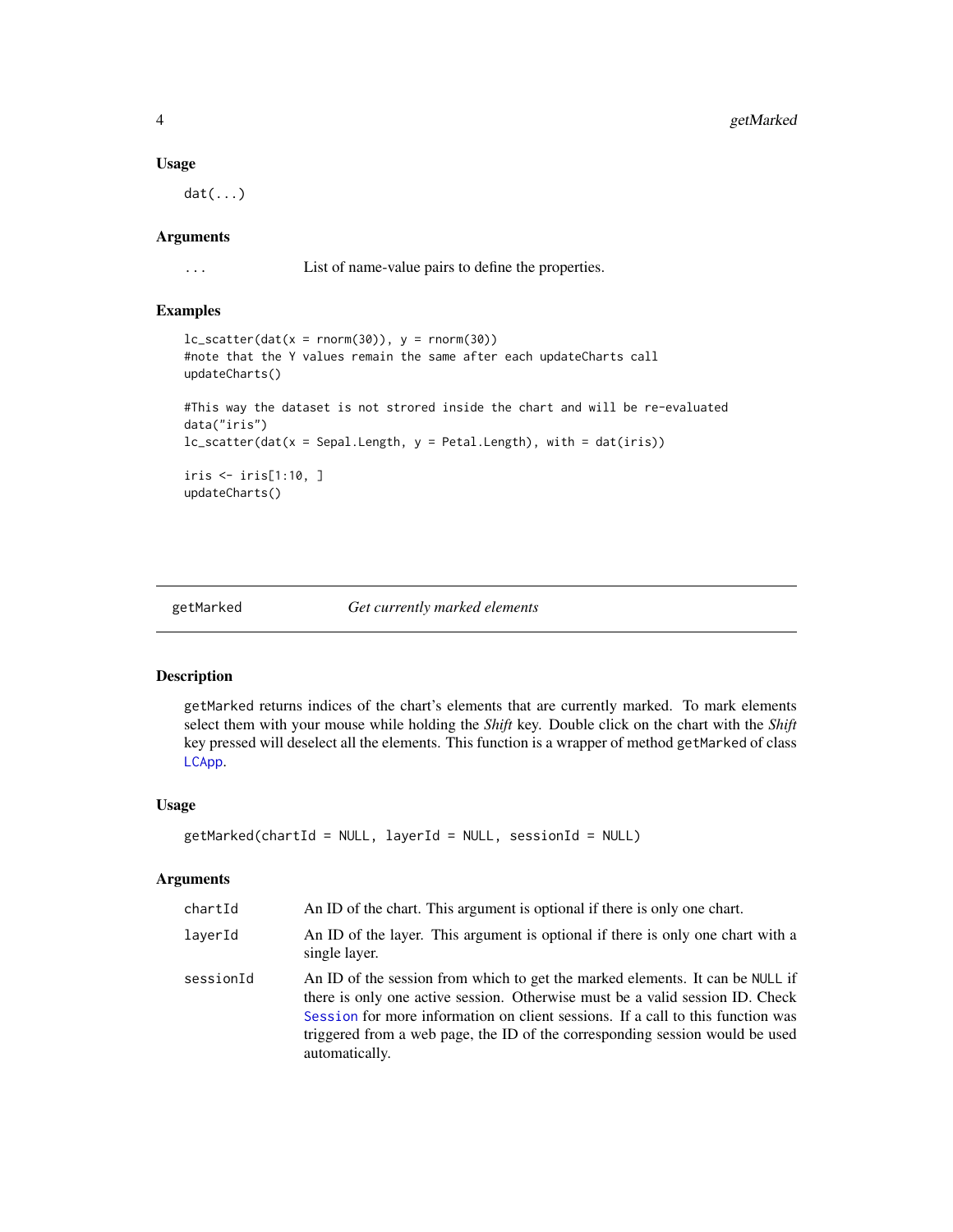### Usage

```
dat(...)
```

### Arguments

| | |
|---|---|
| ... | List of name-value pairs to define the properties. |

### Examples

```
lc_scatter(dat(x = rnorm(30)), y = rnorm(30))
#note that the Y values remain the same after each updateCharts call
updateCharts()

#This way the dataset is not strored inside the chart and will be re-evaluated
data("iris")
lc_scatter(dat(x = Sepal.Length, y = Petal.Length), with = dat(iris))

iris <- iris[1:10, ]
updateCharts()
```

---

## getMarked &nbsp;&nbsp;&nbsp;&nbsp; *Get currently marked elements*

### Description

getMarked returns indices of the chart's elements that are currently marked. To mark elements select them with your mouse while holding the *Shift* key. Double click on the chart with the *Shift* key pressed will deselect all the elements. This function is a wrapper of method getMarked of class LCApp.

### Usage

```
getMarked(chartId = NULL, layerId = NULL, sessionId = NULL)
```

### Arguments

| | |
|---|---|
| chartId | An ID of the chart. This argument is optional if there is only one chart. |
| layerId | An ID of the layer. This argument is optional if there is only one chart with a single layer. |
| sessionId | An ID of the session from which to get the marked elements. It can be NULL if there is only one active session. Otherwise must be a valid session ID. Check Session for more information on client sessions. If a call to this function was triggered from a web page, the ID of the corresponding session would be used automatically. |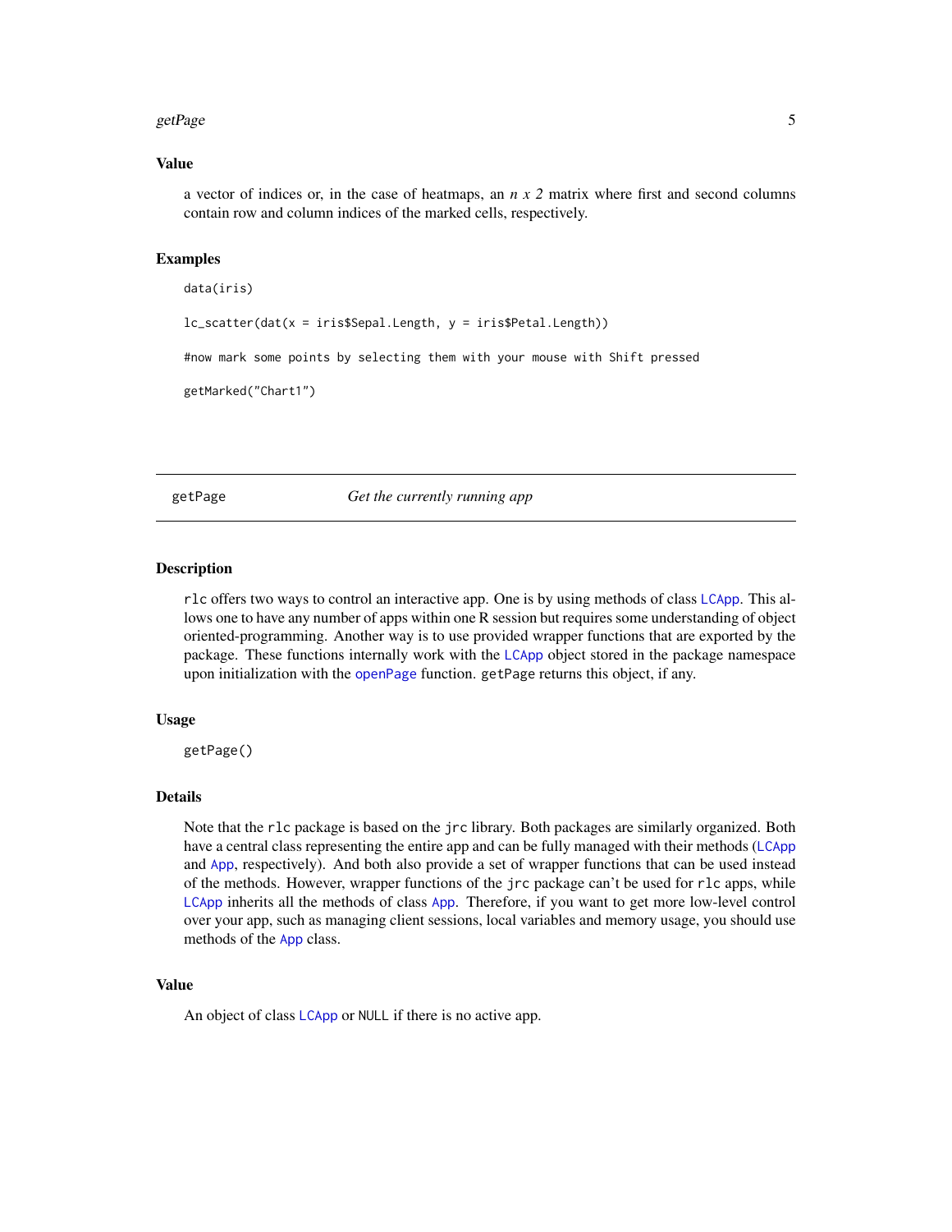### Value

a vector of indices or, in the case of heatmaps, an *n x 2* matrix where first and second columns contain row and column indices of the marked cells, respectively.

### Examples

```
data(iris)

lc_scatter(dat(x = iris$Sepal.Length, y = iris$Petal.Length))

#now mark some points by selecting them with your mouse with Shift pressed

getMarked("Chart1")
```

---

## getPage &nbsp;&nbsp;&nbsp;&nbsp; *Get the currently running app*

---

### Description

`rlc` offers two ways to control an interactive app. One is by using methods of class `LCApp`. This allows one to have any number of apps within one R session but requires some understanding of object oriented-programming. Another way is to use provided wrapper functions that are exported by the package. These functions internally work with the `LCApp` object stored in the package namespace upon initialization with the `openPage` function. `getPage` returns this object, if any.

### Usage

```
getPage()
```

### Details

Note that the `rlc` package is based on the `jrc` library. Both packages are similarly organized. Both have a central class representing the entire app and can be fully managed with their methods (`LCApp` and `App`, respectively). And both also provide a set of wrapper functions that can be used instead of the methods. However, wrapper functions of the `jrc` package can't be used for `rlc` apps, while `LCApp` inherits all the methods of class `App`. Therefore, if you want to get more low-level control over your app, such as managing client sessions, local variables and memory usage, you should use methods of the `App` class.

### Value

An object of class `LCApp` or `NULL` if there is no active app.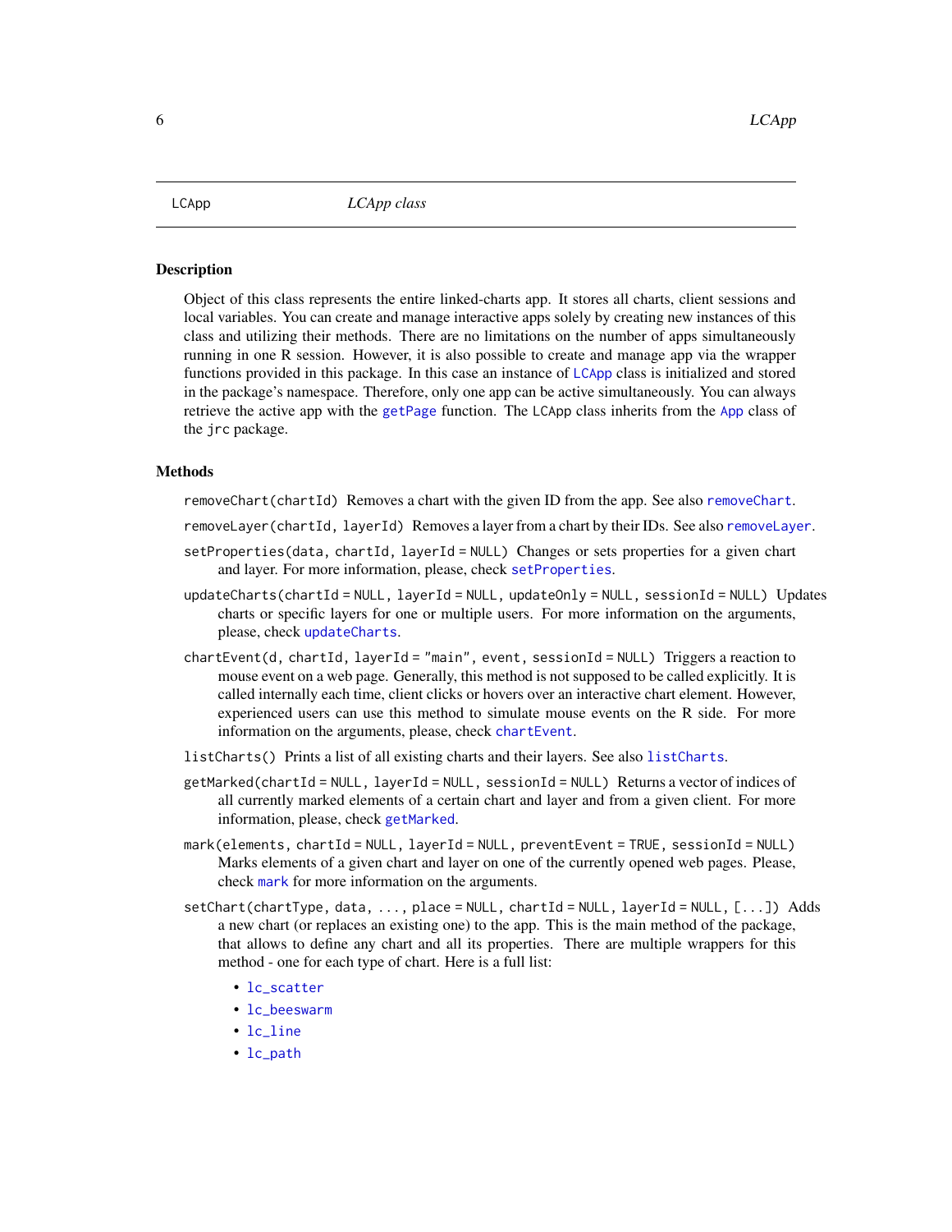## LCApp — *LCApp class*

### Description

Object of this class represents the entire linked-charts app. It stores all charts, client sessions and local variables. You can create and manage interactive apps solely by creating new instances of this class and utilizing their methods. There are no limitations on the number of apps simultaneously running in one R session. However, it is also possible to create and manage app via the wrapper functions provided in this package. In this case an instance of `LCApp` class is initialized and stored in the package's namespace. Therefore, only one app can be active simultaneously. You can always retrieve the active app with the `getPage` function. The `LCApp` class inherits from the `App` class of the `jrc` package.

### Methods

`removeChart(chartId)` Removes a chart with the given ID from the app. See also `removeChart`.

`removeLayer(chartId, layerId)` Removes a layer from a chart by their IDs. See also `removeLayer`.

`setProperties(data, chartId, layerId = NULL)` Changes or sets properties for a given chart and layer. For more information, please, check `setProperties`.

`updateCharts(chartId = NULL, layerId = NULL, updateOnly = NULL, sessionId = NULL)` Updates charts or specific layers for one or multiple users. For more information on the arguments, please, check `updateCharts`.

`chartEvent(d, chartId, layerId = "main", event, sessionId = NULL)` Triggers a reaction to mouse event on a web page. Generally, this method is not supposed to be called explicitly. It is called internally each time, client clicks or hovers over an interactive chart element. However, experienced users can use this method to simulate mouse events on the R side. For more information on the arguments, please, check `chartEvent`.

`listCharts()` Prints a list of all existing charts and their layers. See also `listCharts`.

`getMarked(chartId = NULL, layerId = NULL, sessionId = NULL)` Returns a vector of indices of all currently marked elements of a certain chart and layer and from a given client. For more information, please, check `getMarked`.

`mark(elements, chartId = NULL, layerId = NULL, preventEvent = TRUE, sessionId = NULL)` Marks elements of a given chart and layer on one of the currently opened web pages. Please, check `mark` for more information on the arguments.

`setChart(chartType, data, ..., place = NULL, chartId = NULL, layerId = NULL, [...])` Adds a new chart (or replaces an existing one) to the app. This is the main method of the package, that allows to define any chart and all its properties. There are multiple wrappers for this method - one for each type of chart. Here is a full list:

- `lc_scatter`
- `lc_beeswarm`
- `lc_line`
- `lc_path`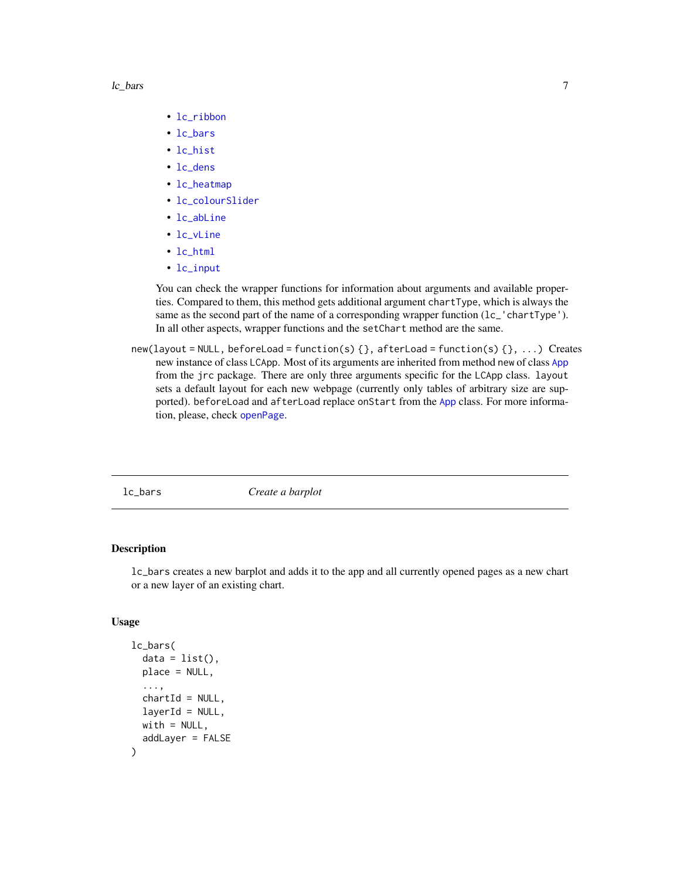- `lc_ribbon`
- `lc_bars`
- `lc_hist`
- `lc_dens`
- `lc_heatmap`
- `lc_colourSlider`
- `lc_abLine`
- `lc_vLine`
- `lc_html`
- `lc_input`

You can check the wrapper functions for information about arguments and available properties. Compared to them, this method gets additional argument `chartType`, which is always the same as the second part of the name of a corresponding wrapper function (`lc_'chartType'`). In all other aspects, wrapper functions and the `setChart` method are the same.

`new(layout = NULL, beforeLoad = function(s) {}, afterLoad = function(s) {}, ...)` Creates new instance of class `LCApp`. Most of its arguments are inherited from method `new` of class `App` from the `jrc` package. There are only three arguments specific for the `LCApp` class. `layout` sets a default layout for each new webpage (currently only tables of arbitrary size are supported). `beforeLoad` and `afterLoad` replace `onStart` from the `App` class. For more information, please, check `openPage`.

---

## lc_bars — *Create a barplot*

### Description

`lc_bars` creates a new barplot and adds it to the app and all currently opened pages as a new chart or a new layer of an existing chart.

### Usage

```
lc_bars(
  data = list(),
  place = NULL,
  ...,
  chartId = NULL,
  layerId = NULL,
  with = NULL,
  addLayer = FALSE
)
```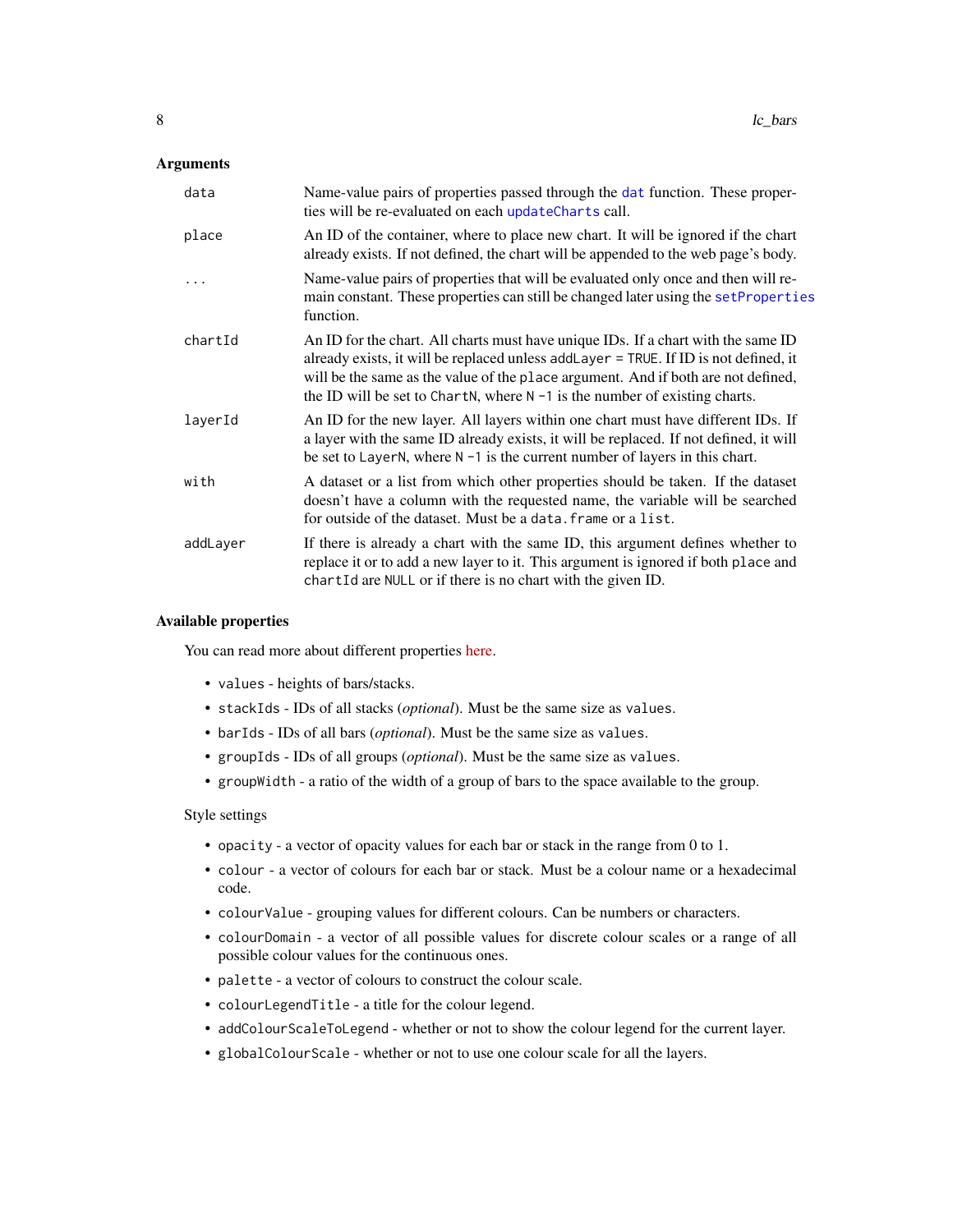## Arguments

| | |
|---|---|
| `data` | Name-value pairs of properties passed through the `dat` function. These properties will be re-evaluated on each `updateCharts` call. |
| `place` | An ID of the container, where to place new chart. It will be ignored if the chart already exists. If not defined, the chart will be appended to the web page's body. |
| `...` | Name-value pairs of properties that will be evaluated only once and then will remain constant. These properties can still be changed later using the `setProperties` function. |
| `chartId` | An ID for the chart. All charts must have unique IDs. If a chart with the same ID already exists, it will be replaced unless `addLayer = TRUE`. If ID is not defined, it will be the same as the value of the `place` argument. And if both are not defined, the ID will be set to `ChartN`, where `N - 1` is the number of existing charts. |
| `layerId` | An ID for the new layer. All layers within one chart must have different IDs. If a layer with the same ID already exists, it will be replaced. If not defined, it will be set to `LayerN`, where `N - 1` is the current number of layers in this chart. |
| `with` | A dataset or a list from which other properties should be taken. If the dataset doesn't have a column with the requested name, the variable will be searched for outside of the dataset. Must be a `data.frame` or a `list`. |
| `addLayer` | If there is already a chart with the same ID, this argument defines whether to replace it or to add a new layer to it. This argument is ignored if both `place` and `chartId` are `NULL` or if there is no chart with the given ID. |

## Available properties

You can read more about different properties here.

- `values` - heights of bars/stacks.
- `stackIds` - IDs of all stacks (*optional*). Must be the same size as `values`.
- `barIds` - IDs of all bars (*optional*). Must be the same size as `values`.
- `groupIds` - IDs of all groups (*optional*). Must be the same size as `values`.
- `groupWidth` - a ratio of the width of a group of bars to the space available to the group.

Style settings

- `opacity` - a vector of opacity values for each bar or stack in the range from 0 to 1.
- `colour` - a vector of colours for each bar or stack. Must be a colour name or a hexadecimal code.
- `colourValue` - grouping values for different colours. Can be numbers or characters.
- `colourDomain` - a vector of all possible values for discrete colour scales or a range of all possible colour values for the continuous ones.
- `palette` - a vector of colours to construct the colour scale.
- `colourLegendTitle` - a title for the colour legend.
- `addColourScaleToLegend` - whether or not to show the colour legend for the current layer.
- `globalColourScale` - whether or not to use one colour scale for all the layers.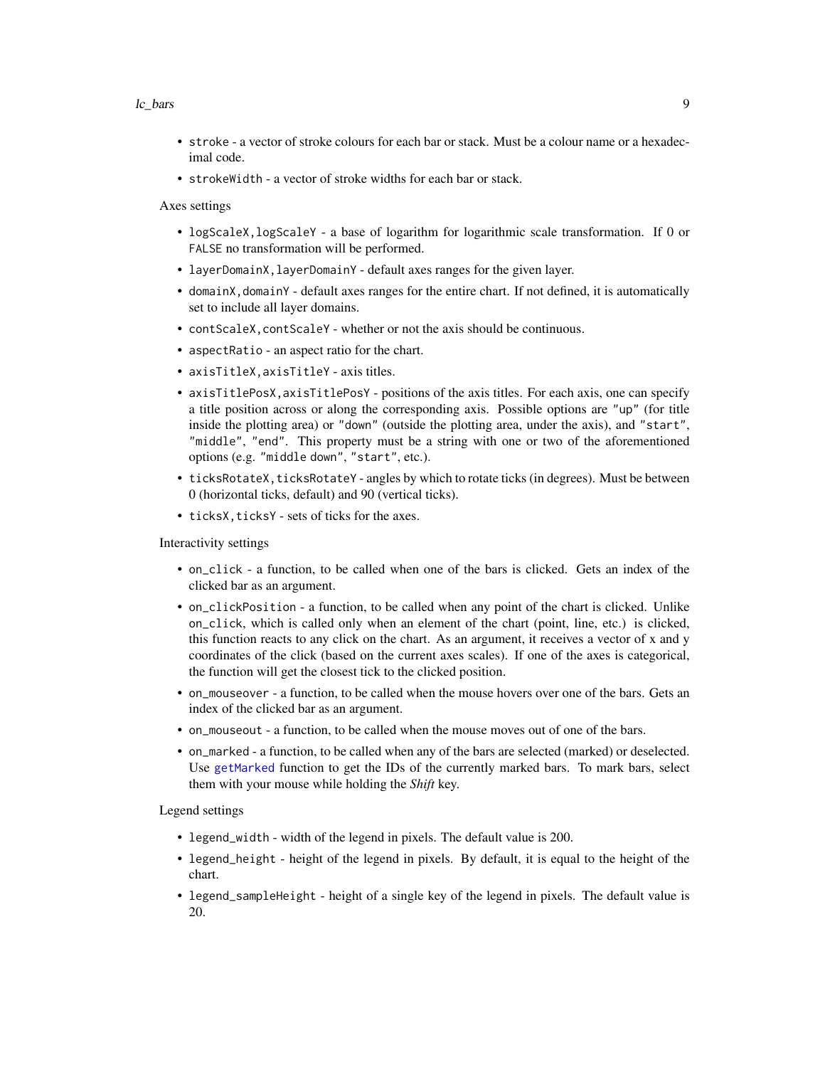- `stroke` - a vector of stroke colours for each bar or stack. Must be a colour name or a hexadecimal code.
- `strokeWidth` - a vector of stroke widths for each bar or stack.

Axes settings

- `logScaleX,logScaleY` - a base of logarithm for logarithmic scale transformation. If 0 or `FALSE` no transformation will be performed.
- `layerDomainX,layerDomainY` - default axes ranges for the given layer.
- `domainX,domainY` - default axes ranges for the entire chart. If not defined, it is automatically set to include all layer domains.
- `contScaleX,contScaleY` - whether or not the axis should be continuous.
- `aspectRatio` - an aspect ratio for the chart.
- `axisTitleX,axisTitleY` - axis titles.
- `axisTitlePosX,axisTitlePosY` - positions of the axis titles. For each axis, one can specify a title position across or along the corresponding axis. Possible options are `"up"` (for title inside the plotting area) or `"down"` (outside the plotting area, under the axis), and `"start"`, `"middle"`, `"end"`. This property must be a string with one or two of the aforementioned options (e.g. `"middle down"`, `"start"`, etc.).
- `ticksRotateX,ticksRotateY` - angles by which to rotate ticks (in degrees). Must be between 0 (horizontal ticks, default) and 90 (vertical ticks).
- `ticksX,ticksY` - sets of ticks for the axes.

Interactivity settings

- `on_click` - a function, to be called when one of the bars is clicked. Gets an index of the clicked bar as an argument.
- `on_clickPosition` - a function, to be called when any point of the chart is clicked. Unlike `on_click`, which is called only when an element of the chart (point, line, etc.) is clicked, this function reacts to any click on the chart. As an argument, it receives a vector of x and y coordinates of the click (based on the current axes scales). If one of the axes is categorical, the function will get the closest tick to the clicked position.
- `on_mouseover` - a function, to be called when the mouse hovers over one of the bars. Gets an index of the clicked bar as an argument.
- `on_mouseout` - a function, to be called when the mouse moves out of one of the bars.
- `on_marked` - a function, to be called when any of the bars are selected (marked) or deselected. Use `getMarked` function to get the IDs of the currently marked bars. To mark bars, select them with your mouse while holding the *Shift* key.

Legend settings

- `legend_width` - width of the legend in pixels. The default value is 200.
- `legend_height` - height of the legend in pixels. By default, it is equal to the height of the chart.
- `legend_sampleHeight` - height of a single key of the legend in pixels. The default value is 20.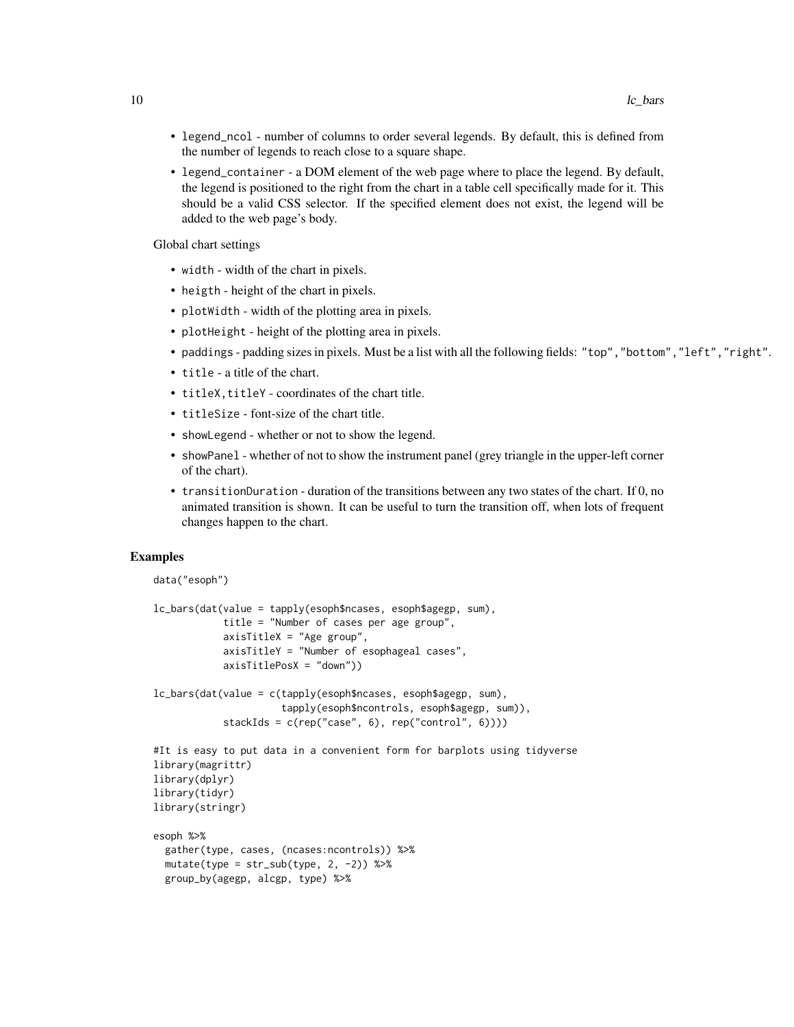- `legend_ncol` - number of columns to order several legends. By default, this is defined from the number of legends to reach close to a square shape.
- `legend_container` - a DOM element of the web page where to place the legend. By default, the legend is positioned to the right from the chart in a table cell specifically made for it. This should be a valid CSS selector. If the specified element does not exist, the legend will be added to the web page's body.

Global chart settings

- `width` - width of the chart in pixels.
- `heigth` - height of the chart in pixels.
- `plotWidth` - width of the plotting area in pixels.
- `plotHeight` - height of the plotting area in pixels.
- `paddings` - padding sizes in pixels. Must be a list with all the following fields: `"top"`, `"bottom"`, `"left"`, `"right"`.
- `title` - a title of the chart.
- `titleX, titleY` - coordinates of the chart title.
- `titleSize` - font-size of the chart title.
- `showLegend` - whether or not to show the legend.
- `showPanel` - whether of not to show the instrument panel (grey triangle in the upper-left corner of the chart).
- `transitionDuration` - duration of the transitions between any two states of the chart. If 0, no animated transition is shown. It can be useful to turn the transition off, when lots of frequent changes happen to the chart.

## Examples

```
data("esoph")

lc_bars(dat(value = tapply(esoph$ncases, esoph$agegp, sum),
            title = "Number of cases per age group",
            axisTitleX = "Age group",
            axisTitleY = "Number of esophageal cases",
            axisTitlePosX = "down"))

lc_bars(dat(value = c(tapply(esoph$ncases, esoph$agegp, sum),
                      tapply(esoph$ncontrols, esoph$agegp, sum)),
            stackIds = c(rep("case", 6), rep("control", 6))))

#It is easy to put data in a convenient form for barplots using tidyverse
library(magrittr)
library(dplyr)
library(tidyr)
library(stringr)

esoph %>%
  gather(type, cases, (ncases:ncontrols)) %>%
  mutate(type = str_sub(type, 2, -2)) %>%
  group_by(agegp, alcgp, type) %>%
```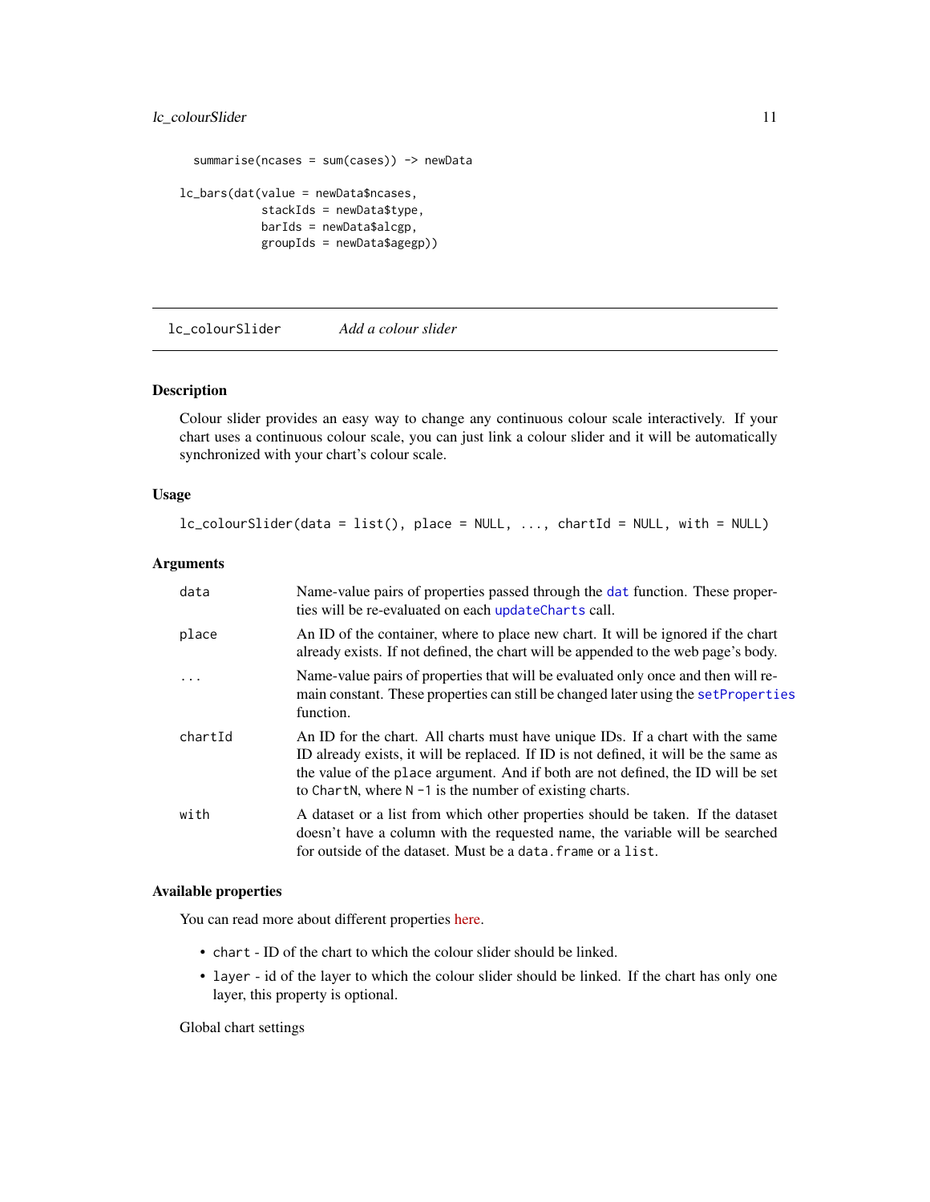```
  summarise(ncases = sum(cases)) -> newData

lc_bars(dat(value = newData$ncases,
            stackIds = newData$type,
            barIds = newData$alcgp,
            groupIds = newData$agegp))
```

---

## lc_colourSlider — *Add a colour slider*

### Description

Colour slider provides an easy way to change any continuous colour scale interactively. If your chart uses a continuous colour scale, you can just link a colour slider and it will be automatically synchronized with your chart's colour scale.

### Usage

```
lc_colourSlider(data = list(), place = NULL, ..., chartId = NULL, with = NULL)
```

### Arguments

| | |
|---|---|
| data | Name-value pairs of properties passed through the `dat` function. These properties will be re-evaluated on each `updateCharts` call. |
| place | An ID of the container, where to place new chart. It will be ignored if the chart already exists. If not defined, the chart will be appended to the web page's body. |
| ... | Name-value pairs of properties that will be evaluated only once and then will remain constant. These properties can still be changed later using the `setProperties` function. |
| chartId | An ID for the chart. All charts must have unique IDs. If a chart with the same ID already exists, it will be replaced. If ID is not defined, it will be the same as the value of the `place` argument. And if both are not defined, the ID will be set to `ChartN`, where `N -1` is the number of existing charts. |
| with | A dataset or a list from which other properties should be taken. If the dataset doesn't have a column with the requested name, the variable will be searched for outside of the dataset. Must be a `data.frame` or a `list`. |

### Available properties

You can read more about different properties here.

- `chart` - ID of the chart to which the colour slider should be linked.
- `layer` - id of the layer to which the colour slider should be linked. If the chart has only one layer, this property is optional.

Global chart settings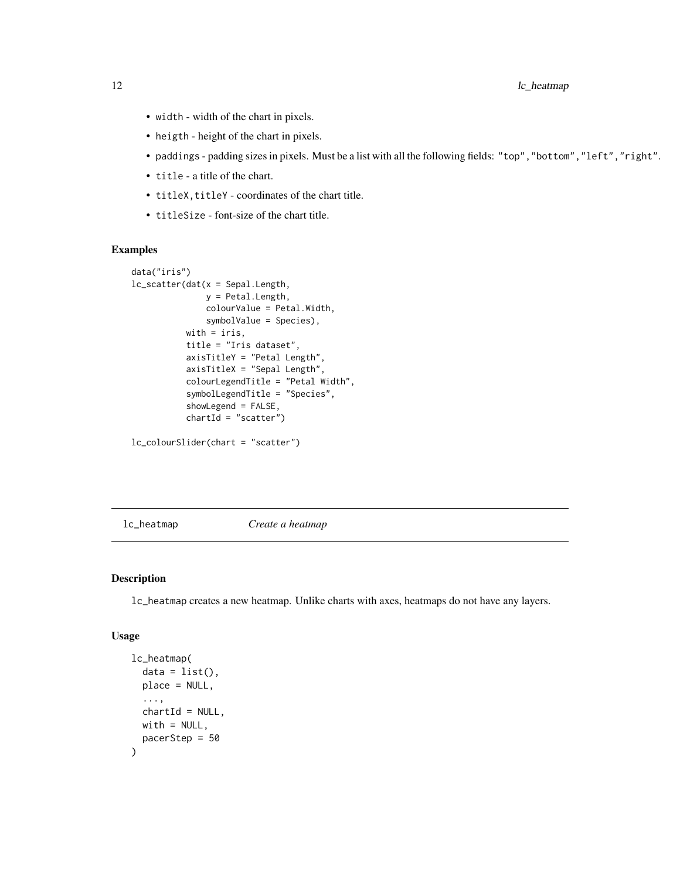- `width` - width of the chart in pixels.
- `heigth` - height of the chart in pixels.
- `paddings` - padding sizes in pixels. Must be a list with all the following fields: `"top"`, `"bottom"`, `"left"`, `"right"`.
- `title` - a title of the chart.
- `titleX`, `titleY` - coordinates of the chart title.
- `titleSize` - font-size of the chart title.

## Examples

```
data("iris")
lc_scatter(dat(x = Sepal.Length,
               y = Petal.Length,
               colourValue = Petal.Width,
               symbolValue = Species),
           with = iris,
           title = "Iris dataset",
           axisTitleY = "Petal Length",
           axisTitleX = "Sepal Length",
           colourLegendTitle = "Petal Width",
           symbolLegendTitle = "Species",
           showLegend = FALSE,
           chartId = "scatter")

lc_colourSlider(chart = "scatter")
```

# lc_heatmap    *Create a heatmap*

## Description

`lc_heatmap` creates a new heatmap. Unlike charts with axes, heatmaps do not have any layers.

## Usage

```
lc_heatmap(
  data = list(),
  place = NULL,
  ...,
  chartId = NULL,
  with = NULL,
  pacerStep = 50
)
```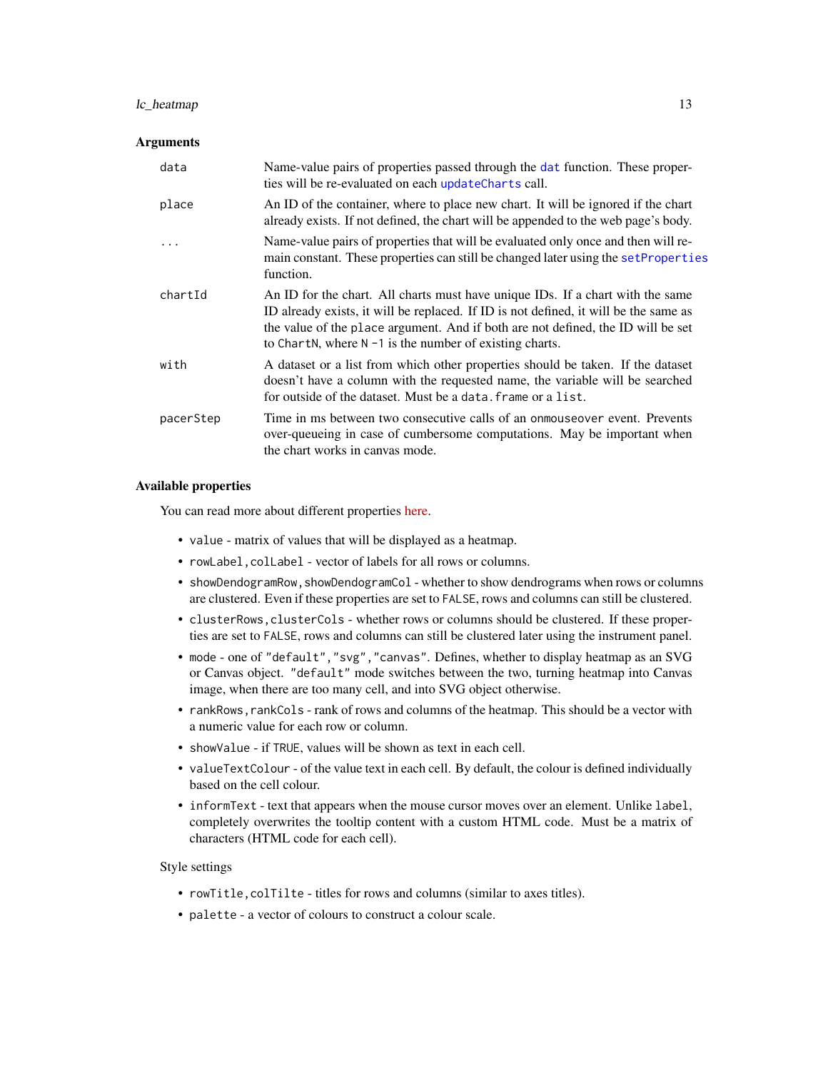### Arguments

| | |
|---|---|
| `data` | Name-value pairs of properties passed through the `dat` function. These properties will be re-evaluated on each `updateCharts` call. |
| `place` | An ID of the container, where to place new chart. It will be ignored if the chart already exists. If not defined, the chart will be appended to the web page's body. |
| `...` | Name-value pairs of properties that will be evaluated only once and then will remain constant. These properties can still be changed later using the `setProperties` function. |
| `chartId` | An ID for the chart. All charts must have unique IDs. If a chart with the same ID already exists, it will be replaced. If ID is not defined, it will be the same as the value of the `place` argument. And if both are not defined, the ID will be set to `ChartN`, where `N -1` is the number of existing charts. |
| `with` | A dataset or a list from which other properties should be taken. If the dataset doesn't have a column with the requested name, the variable will be searched for outside of the dataset. Must be a `data.frame` or a `list`. |
| `pacerStep` | Time in ms between two consecutive calls of an `onmouseover` event. Prevents over-queueing in case of cumbersome computations. May be important when the chart works in canvas mode. |

### Available properties

You can read more about different properties here.

- `value` - matrix of values that will be displayed as a heatmap.
- `rowLabel,colLabel` - vector of labels for all rows or columns.
- `showDendogramRow,showDendogramCol` - whether to show dendrograms when rows or columns are clustered. Even if these properties are set to `FALSE`, rows and columns can still be clustered.
- `clusterRows,clusterCols` - whether rows or columns should be clustered. If these properties are set to `FALSE`, rows and columns can still be clustered later using the instrument panel.
- `mode` - one of `"default"`, `"svg"`, `"canvas"`. Defines, whether to display heatmap as an SVG or Canvas object. `"default"` mode switches between the two, turning heatmap into Canvas image, when there are too many cell, and into SVG object otherwise.
- `rankRows,rankCols` - rank of rows and columns of the heatmap. This should be a vector with a numeric value for each row or column.
- `showValue` - if `TRUE`, values will be shown as text in each cell.
- `valueTextColour` - of the value text in each cell. By default, the colour is defined individually based on the cell colour.
- `informText` - text that appears when the mouse cursor moves over an element. Unlike `label`, completely overwrites the tooltip content with a custom HTML code. Must be a matrix of characters (HTML code for each cell).

Style settings

- `rowTitle,colTilte` - titles for rows and columns (similar to axes titles).
- `palette` - a vector of colours to construct a colour scale.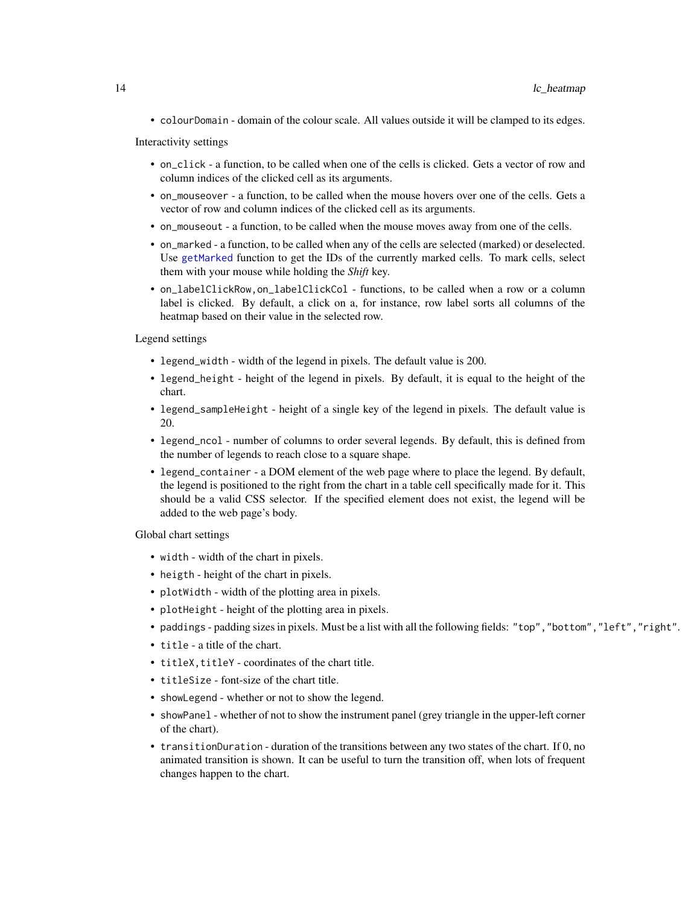- `colourDomain` - domain of the colour scale. All values outside it will be clamped to its edges.

Interactivity settings

- `on_click` - a function, to be called when one of the cells is clicked. Gets a vector of row and column indices of the clicked cell as its arguments.
- `on_mouseover` - a function, to be called when the mouse hovers over one of the cells. Gets a vector of row and column indices of the clicked cell as its arguments.
- `on_mouseout` - a function, to be called when the mouse moves away from one of the cells.
- `on_marked` - a function, to be called when any of the cells are selected (marked) or deselected. Use `getMarked` function to get the IDs of the currently marked cells. To mark cells, select them with your mouse while holding the *Shift* key.
- `on_labelClickRow,on_labelClickCol` - functions, to be called when a row or a column label is clicked. By default, a click on a, for instance, row label sorts all columns of the heatmap based on their value in the selected row.

Legend settings

- `legend_width` - width of the legend in pixels. The default value is 200.
- `legend_height` - height of the legend in pixels. By default, it is equal to the height of the chart.
- `legend_sampleHeight` - height of a single key of the legend in pixels. The default value is 20.
- `legend_ncol` - number of columns to order several legends. By default, this is defined from the number of legends to reach close to a square shape.
- `legend_container` - a DOM element of the web page where to place the legend. By default, the legend is positioned to the right from the chart in a table cell specifically made for it. This should be a valid CSS selector. If the specified element does not exist, the legend will be added to the web page's body.

Global chart settings

- `width` - width of the chart in pixels.
- `heigth` - height of the chart in pixels.
- `plotWidth` - width of the plotting area in pixels.
- `plotHeight` - height of the plotting area in pixels.
- `paddings` - padding sizes in pixels. Must be a list with all the following fields: `"top","bottom","left","right"`.
- `title` - a title of the chart.
- `titleX,titleY` - coordinates of the chart title.
- `titleSize` - font-size of the chart title.
- `showLegend` - whether or not to show the legend.
- `showPanel` - whether of not to show the instrument panel (grey triangle in the upper-left corner of the chart).
- `transitionDuration` - duration of the transitions between any two states of the chart. If 0, no animated transition is shown. It can be useful to turn the transition off, when lots of frequent changes happen to the chart.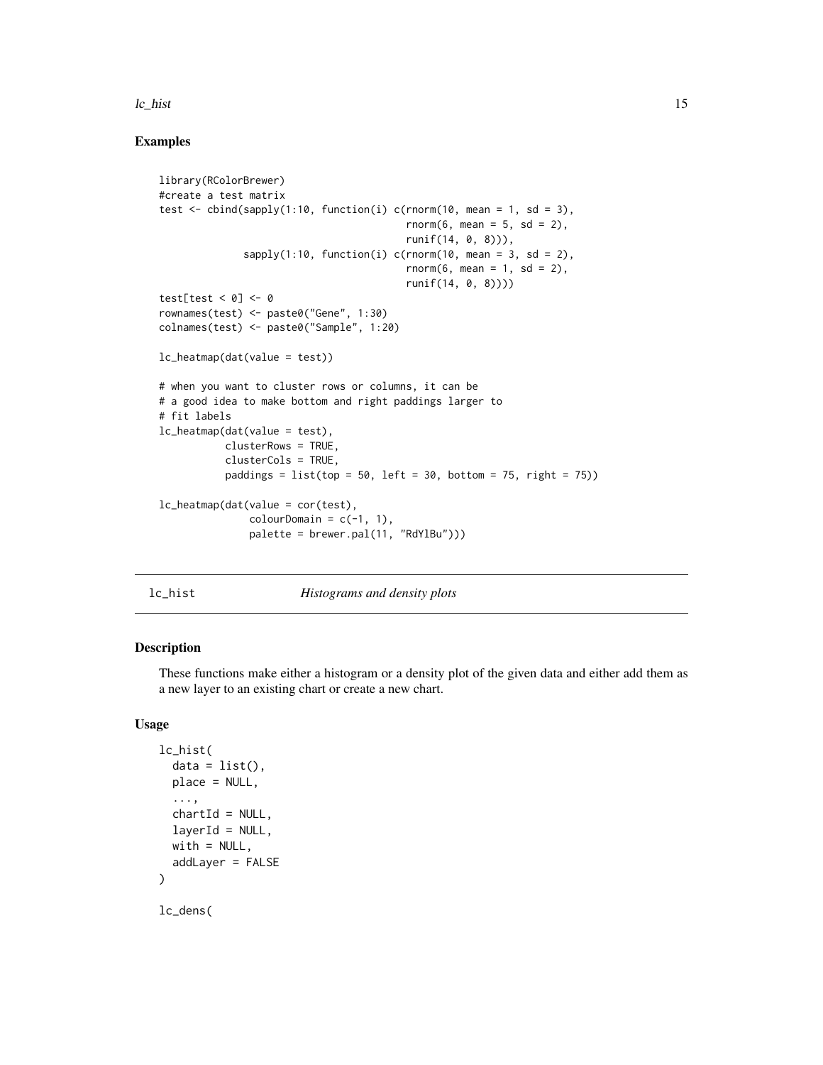## Examples

```
library(RColorBrewer)
#create a test matrix
test <- cbind(sapply(1:10, function(i) c(rnorm(10, mean = 1, sd = 3),
                                         rnorm(6, mean = 5, sd = 2),
                                         runif(14, 0, 8))),
              sapply(1:10, function(i) c(rnorm(10, mean = 3, sd = 2),
                                         rnorm(6, mean = 1, sd = 2),
                                         runif(14, 0, 8))))
test[test < 0] <- 0
rownames(test) <- paste0("Gene", 1:30)
colnames(test) <- paste0("Sample", 1:20)

lc_heatmap(dat(value = test))

# when you want to cluster rows or columns, it can be
# a good idea to make bottom and right paddings larger to
# fit labels
lc_heatmap(dat(value = test),
           clusterRows = TRUE,
           clusterCols = TRUE,
           paddings = list(top = 50, left = 30, bottom = 75, right = 75))

lc_heatmap(dat(value = cor(test),
               colourDomain = c(-1, 1),
               palette = brewer.pal(11, "RdYlBu")))
```

---

lc_hist *Histograms and density plots*

---

## Description

These functions make either a histogram or a density plot of the given data and either add them as a new layer to an existing chart or create a new chart.

## Usage

```
lc_hist(
  data = list(),
  place = NULL,
  ...,
  chartId = NULL,
  layerId = NULL,
  with = NULL,
  addLayer = FALSE
)

lc_dens(
```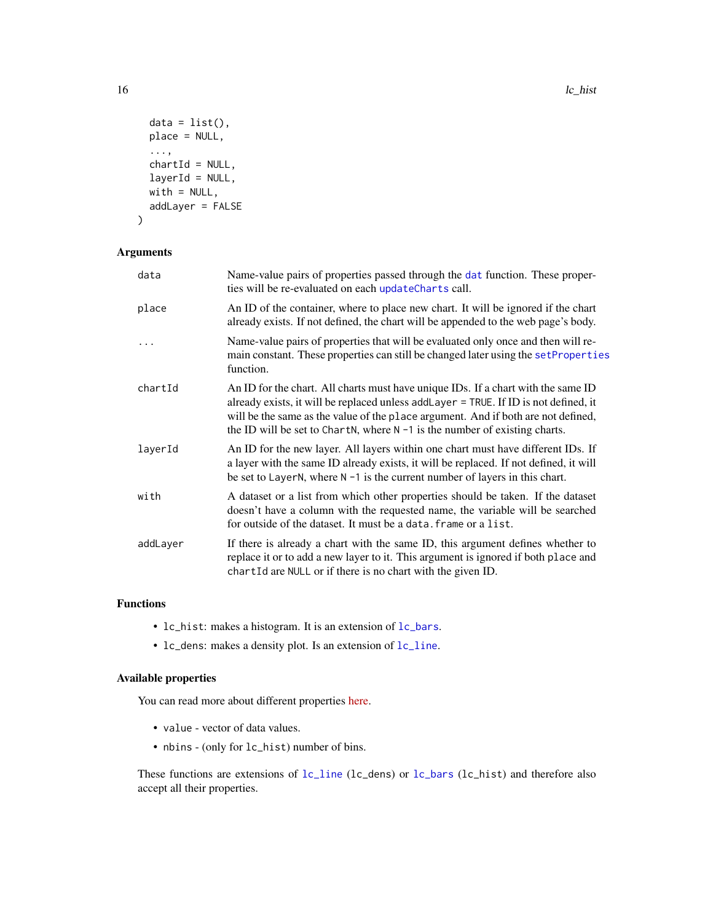```
  data = list(),
  place = NULL,
  ...,
  chartId = NULL,
  layerId = NULL,
  with = NULL,
  addLayer = FALSE
)
```

### Arguments

| | |
|---|---|
| data | Name-value pairs of properties passed through the `dat` function. These properties will be re-evaluated on each `updateCharts` call. |
| place | An ID of the container, where to place new chart. It will be ignored if the chart already exists. If not defined, the chart will be appended to the web page's body. |
| ... | Name-value pairs of properties that will be evaluated only once and then will remain constant. These properties can still be changed later using the `setProperties` function. |
| chartId | An ID for the chart. All charts must have unique IDs. If a chart with the same ID already exists, it will be replaced unless `addLayer = TRUE`. If ID is not defined, it will be the same as the value of the `place` argument. And if both are not defined, the ID will be set to `ChartN`, where `N -1` is the number of existing charts. |
| layerId | An ID for the new layer. All layers within one chart must have different IDs. If a layer with the same ID already exists, it will be replaced. If not defined, it will be set to `LayerN`, where `N -1` is the current number of layers in this chart. |
| with | A dataset or a list from which other properties should be taken. If the dataset doesn't have a column with the requested name, the variable will be searched for outside of the dataset. It must be a `data.frame` or a `list`. |
| addLayer | If there is already a chart with the same ID, this argument defines whether to replace it or to add a new layer to it. This argument is ignored if both `place` and `chartId` are `NULL` or if there is no chart with the given ID. |

### Functions

- `lc_hist`: makes a histogram. It is an extension of `lc_bars`.
- `lc_dens`: makes a density plot. Is an extension of `lc_line`.

### Available properties

You can read more about different properties here.

- `value` - vector of data values.
- `nbins` - (only for `lc_hist`) number of bins.

These functions are extensions of `lc_line` (lc_dens) or `lc_bars` (lc_hist) and therefore also accept all their properties.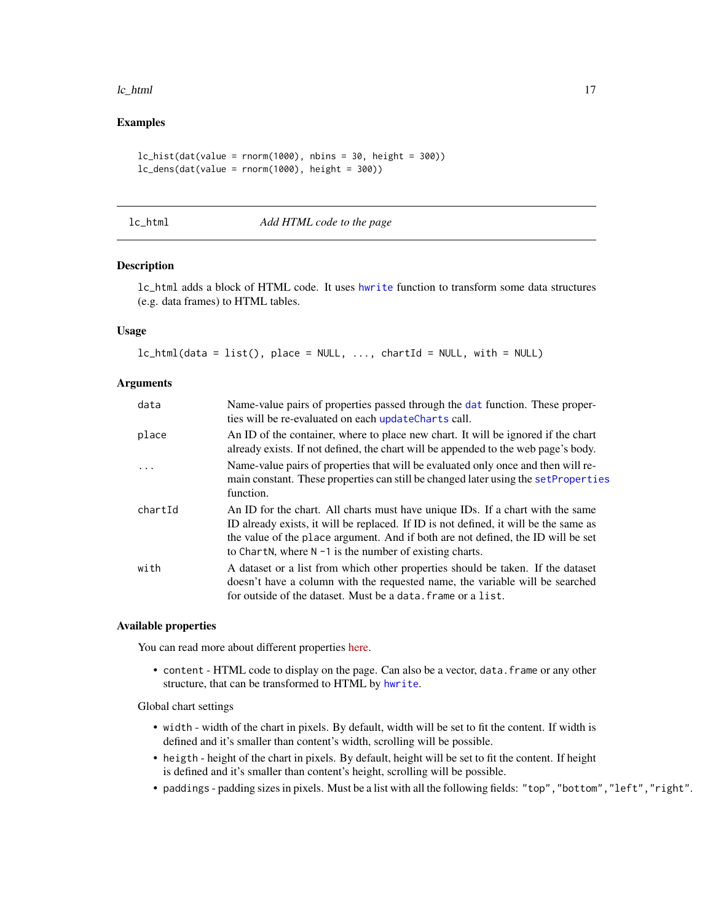### Examples

```
lc_hist(dat(value = rnorm(1000), nbins = 30, height = 300))
lc_dens(dat(value = rnorm(1000), height = 300))
```

---

## lc_html — *Add HTML code to the page*

### Description

`lc_html` adds a block of HTML code. It uses `hwrite` function to transform some data structures (e.g. data frames) to HTML tables.

### Usage

```
lc_html(data = list(), place = NULL, ..., chartId = NULL, with = NULL)
```

### Arguments

| | |
|---|---|
| `data` | Name-value pairs of properties passed through the `dat` function. These properties will be re-evaluated on each `updateCharts` call. |
| `place` | An ID of the container, where to place new chart. It will be ignored if the chart already exists. If not defined, the chart will be appended to the web page's body. |
| `...` | Name-value pairs of properties that will be evaluated only once and then will remain constant. These properties can still be changed later using the `setProperties` function. |
| `chartId` | An ID for the chart. All charts must have unique IDs. If a chart with the same ID already exists, it will be replaced. If ID is not defined, it will be the same as the value of the `place` argument. And if both are not defined, the ID will be set to `ChartN`, where `N -1` is the number of existing charts. |
| `with` | A dataset or a list from which other properties should be taken. If the dataset doesn't have a column with the requested name, the variable will be searched for outside of the dataset. Must be a `data.frame` or a `list`. |

### Available properties

You can read more about different properties here.

- `content` - HTML code to display on the page. Can also be a vector, `data.frame` or any other structure, that can be transformed to HTML by `hwrite`.

Global chart settings

- `width` - width of the chart in pixels. By default, width will be set to fit the content. If width is defined and it's smaller than content's width, scrolling will be possible.
- `heigth` - height of the chart in pixels. By default, height will be set to fit the content. If height is defined and it's smaller than content's height, scrolling will be possible.
- `paddings` - padding sizes in pixels. Must be a list with all the following fields: `"top"`, `"bottom"`, `"left"`, `"right"`.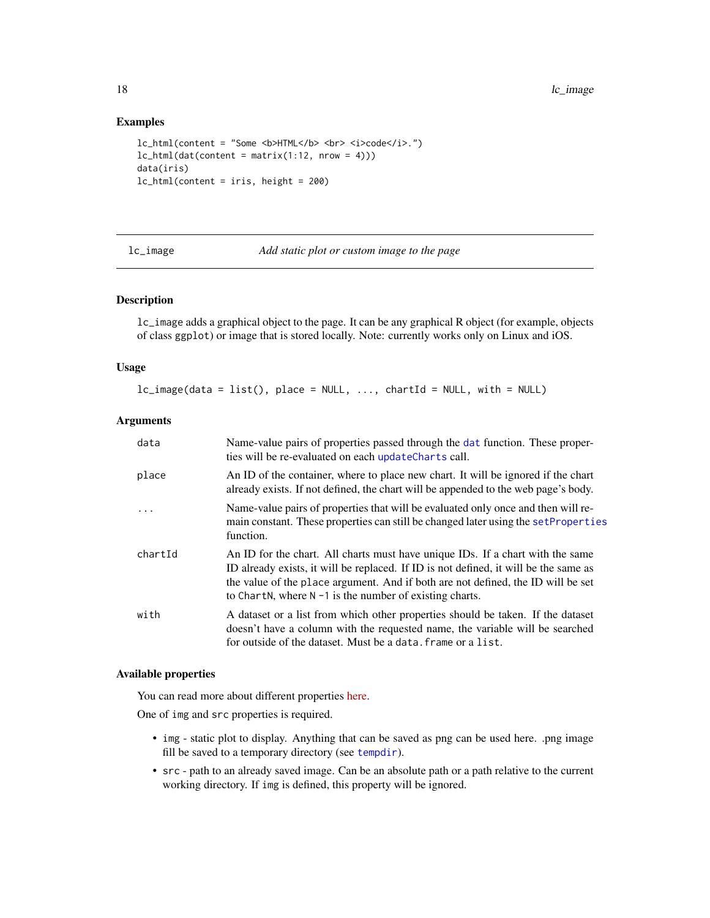### Examples

```
lc_html(content = "Some <b>HTML</b> <br> <i>code</i>.")
lc_html(dat(content = matrix(1:12, nrow = 4)))
data(iris)
lc_html(content = iris, height = 200)
```

---

## lc_image — *Add static plot or custom image to the page*

### Description

`lc_image` adds a graphical object to the page. It can be any graphical R object (for example, objects of class `ggplot`) or image that is stored locally. Note: currently works only on Linux and iOS.

### Usage

```
lc_image(data = list(), place = NULL, ..., chartId = NULL, with = NULL)
```

### Arguments

| | |
|---|---|
| `data` | Name-value pairs of properties passed through the `dat` function. These properties will be re-evaluated on each `updateCharts` call. |
| `place` | An ID of the container, where to place new chart. It will be ignored if the chart already exists. If not defined, the chart will be appended to the web page's body. |
| `...` | Name-value pairs of properties that will be evaluated only once and then will remain constant. These properties can still be changed later using the `setProperties` function. |
| `chartId` | An ID for the chart. All charts must have unique IDs. If a chart with the same ID already exists, it will be replaced. If ID is not defined, it will be the same as the value of the `place` argument. And if both are not defined, the ID will be set to `ChartN`, where `N -1` is the number of existing charts. |
| `with` | A dataset or a list from which other properties should be taken. If the dataset doesn't have a column with the requested name, the variable will be searched for outside of the dataset. Must be a `data.frame` or a `list`. |

### Available properties

You can read more about different properties here.

One of `img` and `src` properties is required.

- `img` - static plot to display. Anything that can be saved as png can be used here. .png image fill be saved to a temporary directory (see `tempdir`).
- `src` - path to an already saved image. Can be an absolute path or a path relative to the current working directory. If `img` is defined, this property will be ignored.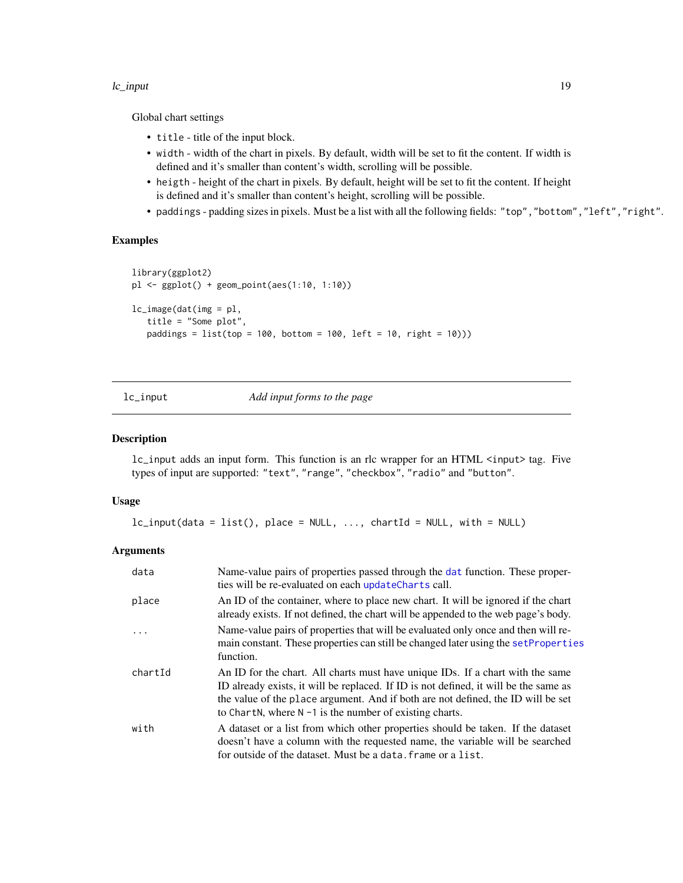Global chart settings

- `title` - title of the input block.
- `width` - width of the chart in pixels. By default, width will be set to fit the content. If width is defined and it's smaller than content's width, scrolling will be possible.
- `heigth` - height of the chart in pixels. By default, height will be set to fit the content. If height is defined and it's smaller than content's height, scrolling will be possible.
- `paddings` - padding sizes in pixels. Must be a list with all the following fields: `"top"`, `"bottom"`, `"left"`, `"right"`.

## Examples

```
library(ggplot2)
pl <- ggplot() + geom_point(aes(1:10, 1:10))

lc_image(dat(img = pl,
   title = "Some plot",
   paddings = list(top = 100, bottom = 100, left = 10, right = 10)))
```

---

# lc_input — *Add input forms to the page*

## Description

`lc_input` adds an input form. This function is an rlc wrapper for an HTML `<input>` tag. Five types of input are supported: `"text"`, `"range"`, `"checkbox"`, `"radio"` and `"button"`.

## Usage

```
lc_input(data = list(), place = NULL, ..., chartId = NULL, with = NULL)
```

## Arguments

| | |
|---|---|
| `data` | Name-value pairs of properties passed through the `dat` function. These properties will be re-evaluated on each `updateCharts` call. |
| `place` | An ID of the container, where to place new chart. It will be ignored if the chart already exists. If not defined, the chart will be appended to the web page's body. |
| `...` | Name-value pairs of properties that will be evaluated only once and then will remain constant. These properties can still be changed later using the `setProperties` function. |
| `chartId` | An ID for the chart. All charts must have unique IDs. If a chart with the same ID already exists, it will be replaced. If ID is not defined, it will be the same as the value of the `place` argument. And if both are not defined, the ID will be set to `ChartN`, where `N -1` is the number of existing charts. |
| `with` | A dataset or a list from which other properties should be taken. If the dataset doesn't have a column with the requested name, the variable will be searched for outside of the dataset. Must be a `data.frame` or a `list`. |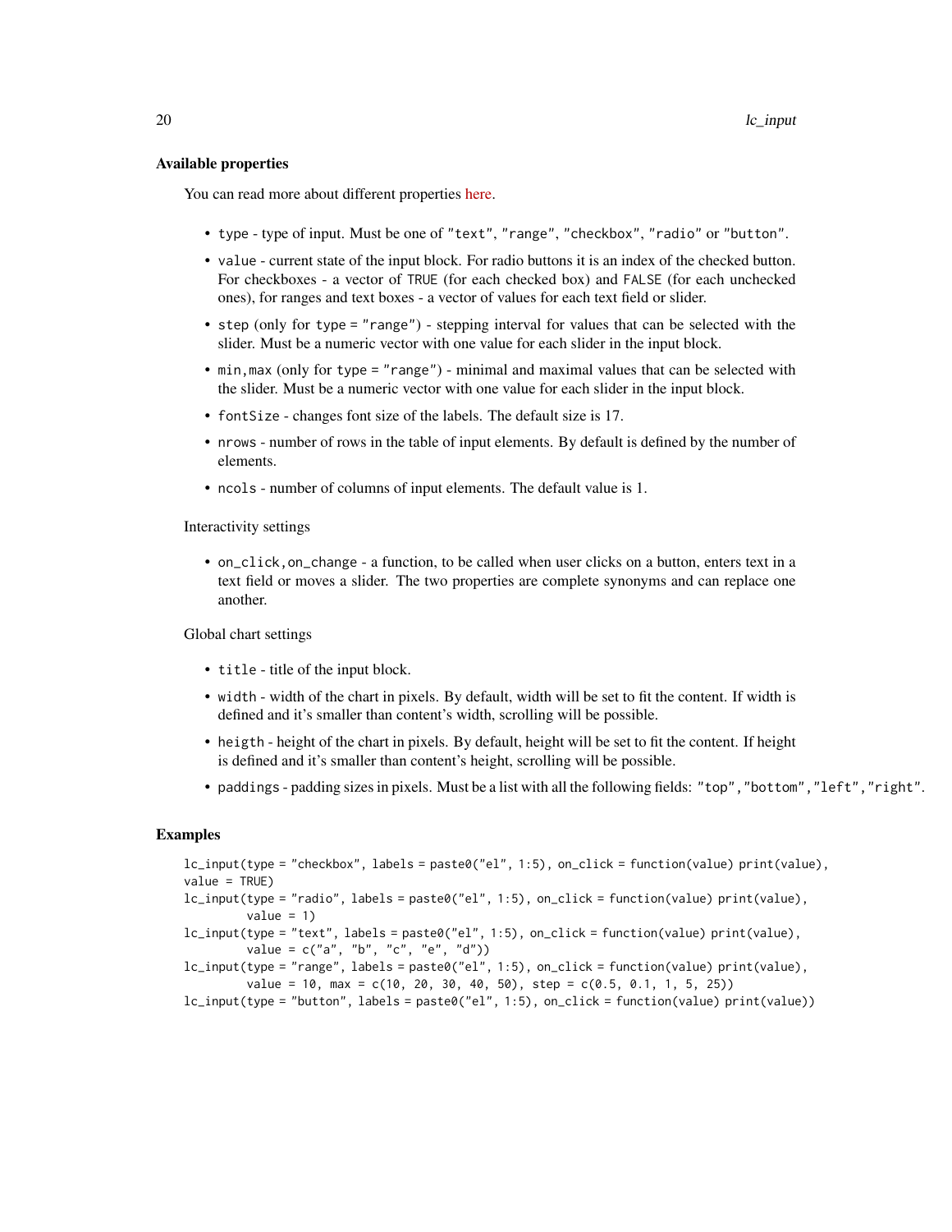### Available properties

You can read more about different properties here.

- `type` - type of input. Must be one of `"text"`, `"range"`, `"checkbox"`, `"radio"` or `"button"`.
- `value` - current state of the input block. For radio buttons it is an index of the checked button. For checkboxes - a vector of `TRUE` (for each checked box) and `FALSE` (for each unchecked ones), for ranges and text boxes - a vector of values for each text field or slider.
- `step` (only for `type = "range"`) - stepping interval for values that can be selected with the slider. Must be a numeric vector with one value for each slider in the input block.
- `min,max` (only for `type = "range"`) - minimal and maximal values that can be selected with the slider. Must be a numeric vector with one value for each slider in the input block.
- `fontSize` - changes font size of the labels. The default size is 17.
- `nrows` - number of rows in the table of input elements. By default is defined by the number of elements.
- `ncols` - number of columns of input elements. The default value is 1.

Interactivity settings

- `on_click,on_change` - a function, to be called when user clicks on a button, enters text in a text field or moves a slider. The two properties are complete synonyms and can replace one another.

Global chart settings

- `title` - title of the input block.
- `width` - width of the chart in pixels. By default, width will be set to fit the content. If width is defined and it's smaller than content's width, scrolling will be possible.
- `heigth` - height of the chart in pixels. By default, height will be set to fit the content. If height is defined and it's smaller than content's height, scrolling will be possible.
- `paddings` - padding sizes in pixels. Must be a list with all the following fields: `"top"`, `"bottom"`, `"left"`, `"right"`.

## Examples

```
lc_input(type = "checkbox", labels = paste0("el", 1:5), on_click = function(value) print(value),
value = TRUE)
lc_input(type = "radio", labels = paste0("el", 1:5), on_click = function(value) print(value),
         value = 1)
lc_input(type = "text", labels = paste0("el", 1:5), on_click = function(value) print(value),
         value = c("a", "b", "c", "e", "d"))
lc_input(type = "range", labels = paste0("el", 1:5), on_click = function(value) print(value),
         value = 10, max = c(10, 20, 30, 40, 50), step = c(0.5, 0.1, 1, 5, 25))
lc_input(type = "button", labels = paste0("el", 1:5), on_click = function(value) print(value))
```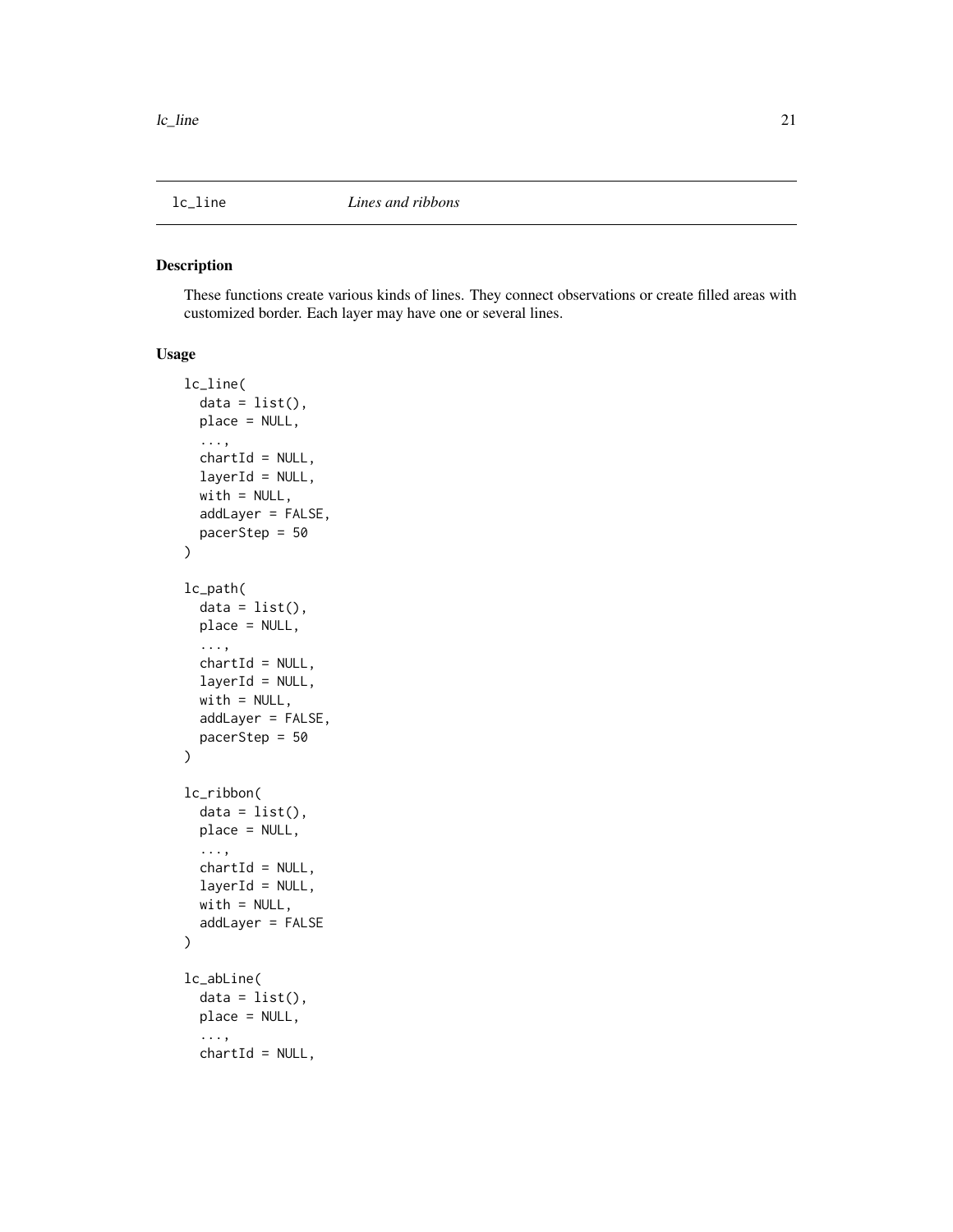## lc_line    *Lines and ribbons*

### Description

These functions create various kinds of lines. They connect observations or create filled areas with customized border. Each layer may have one or several lines.

### Usage

```
lc_line(
  data = list(),
  place = NULL,
  ...,
  chartId = NULL,
  layerId = NULL,
  with = NULL,
  addLayer = FALSE,
  pacerStep = 50
)

lc_path(
  data = list(),
  place = NULL,
  ...,
  chartId = NULL,
  layerId = NULL,
  with = NULL,
  addLayer = FALSE,
  pacerStep = 50
)

lc_ribbon(
  data = list(),
  place = NULL,
  ...,
  chartId = NULL,
  layerId = NULL,
  with = NULL,
  addLayer = FALSE
)

lc_abLine(
  data = list(),
  place = NULL,
  ...,
  chartId = NULL,
```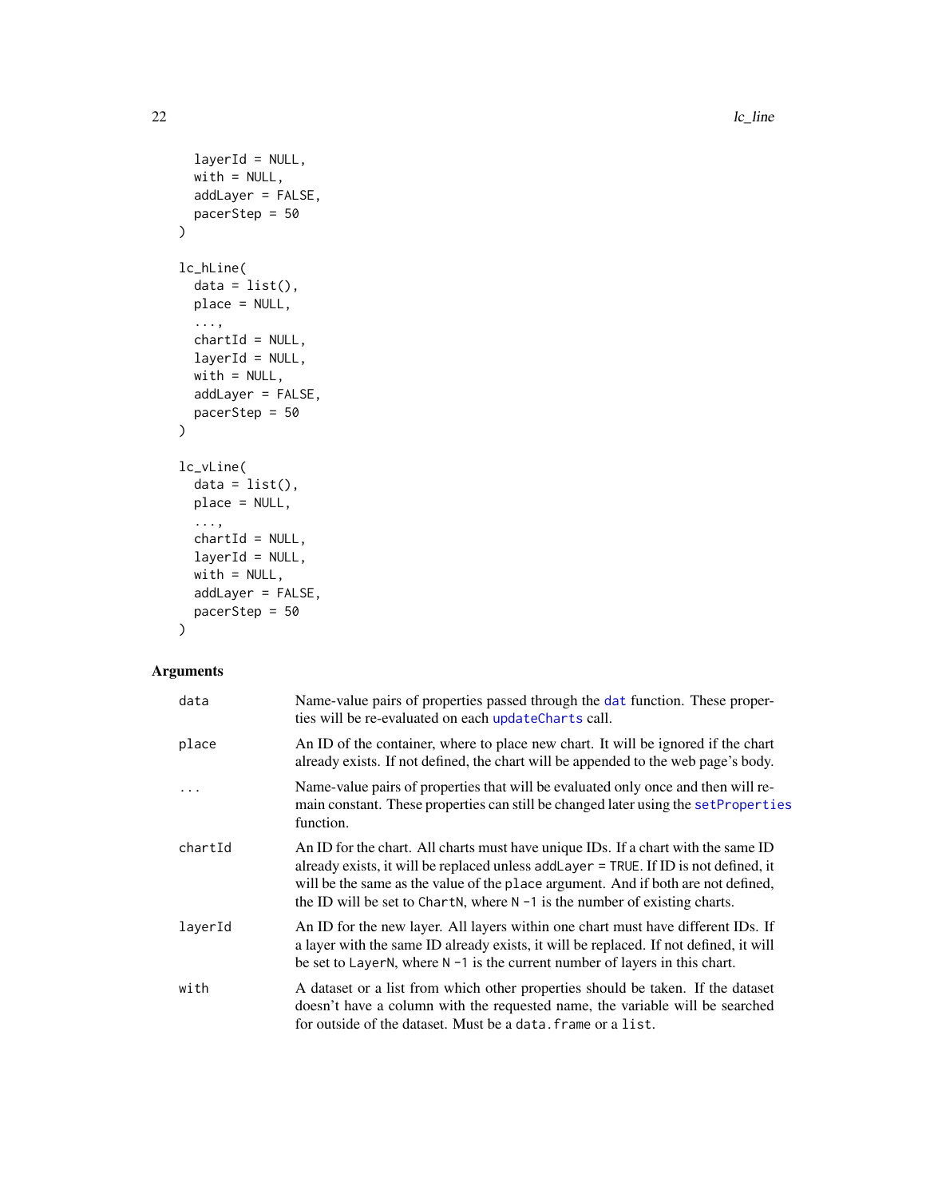```
  layerId = NULL,
  with = NULL,
  addLayer = FALSE,
  pacerStep = 50
)

lc_hLine(
  data = list(),
  place = NULL,
  ...,
  chartId = NULL,
  layerId = NULL,
  with = NULL,
  addLayer = FALSE,
  pacerStep = 50
)

lc_vLine(
  data = list(),
  place = NULL,
  ...,
  chartId = NULL,
  layerId = NULL,
  with = NULL,
  addLayer = FALSE,
  pacerStep = 50
)
```

## Arguments

| | |
|---|---|
| `data` | Name-value pairs of properties passed through the `dat` function. These properties will be re-evaluated on each `updateCharts` call. |
| `place` | An ID of the container, where to place new chart. It will be ignored if the chart already exists. If not defined, the chart will be appended to the web page's body. |
| `...` | Name-value pairs of properties that will be evaluated only once and then will remain constant. These properties can still be changed later using the `setProperties` function. |
| `chartId` | An ID for the chart. All charts must have unique IDs. If a chart with the same ID already exists, it will be replaced unless `addLayer = TRUE`. If ID is not defined, it will be the same as the value of the `place` argument. And if both are not defined, the ID will be set to `ChartN`, where `N -1` is the number of existing charts. |
| `layerId` | An ID for the new layer. All layers within one chart must have different IDs. If a layer with the same ID already exists, it will be replaced. If not defined, it will be set to `LayerN`, where `N -1` is the current number of layers in this chart. |
| `with` | A dataset or a list from which other properties should be taken. If the dataset doesn't have a column with the requested name, the variable will be searched for outside of the dataset. Must be a `data.frame` or a `list`. |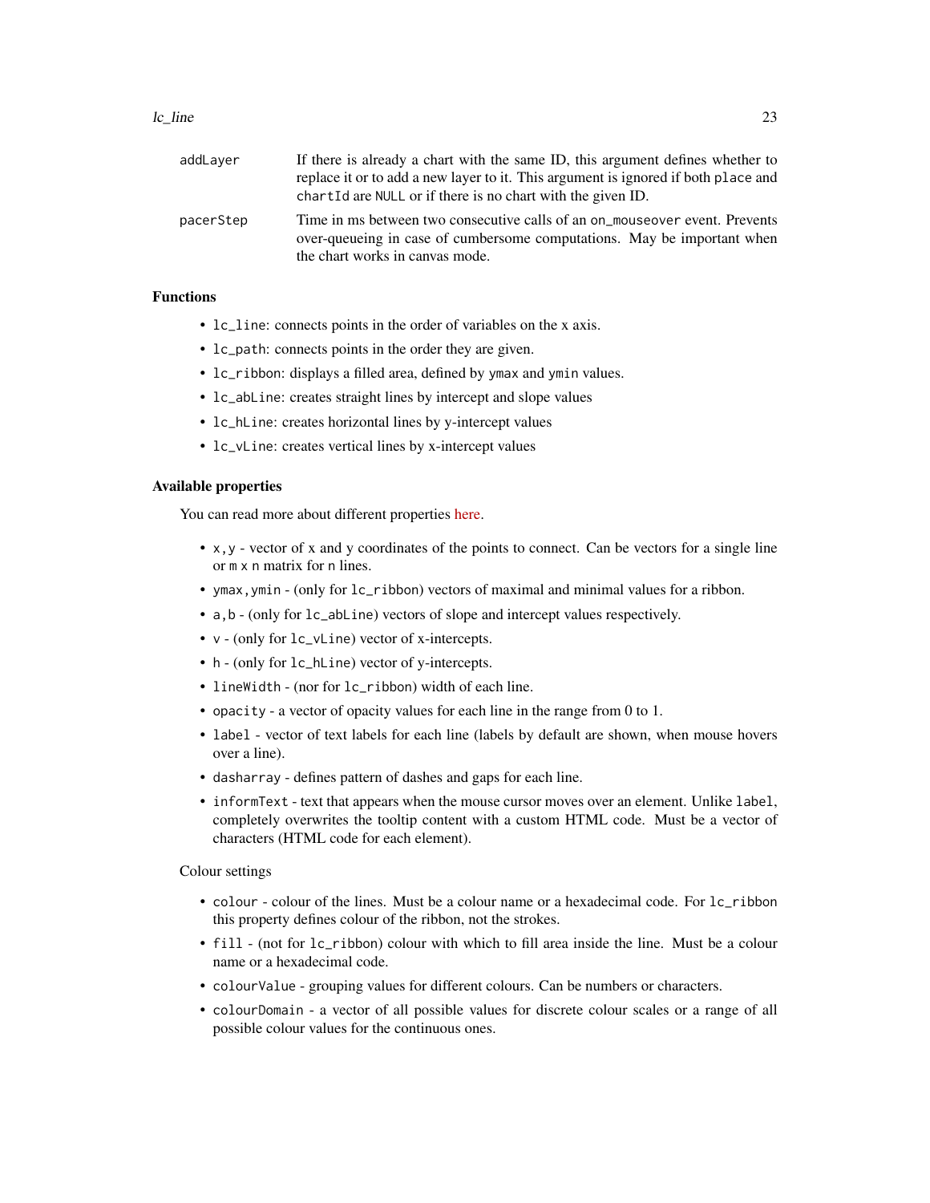addLayer
: If there is already a chart with the same ID, this argument defines whether to replace it or to add a new layer to it. This argument is ignored if both `place` and `chartId` are `NULL` or if there is no chart with the given ID.

pacerStep
: Time in ms between two consecutive calls of an `on_mouseover` event. Prevents over-queueing in case of cumbersome computations. May be important when the chart works in canvas mode.

### Functions

- `lc_line`: connects points in the order of variables on the x axis.
- `lc_path`: connects points in the order they are given.
- `lc_ribbon`: displays a filled area, defined by `ymax` and `ymin` values.
- `lc_abLine`: creates straight lines by intercept and slope values
- `lc_hLine`: creates horizontal lines by y-intercept values
- `lc_vLine`: creates vertical lines by x-intercept values

### Available properties

You can read more about different properties here.

- `x,y` - vector of x and y coordinates of the points to connect. Can be vectors for a single line or `m` x `n` matrix for `n` lines.
- `ymax,ymin` - (only for `lc_ribbon`) vectors of maximal and minimal values for a ribbon.
- `a,b` - (only for `lc_abLine`) vectors of slope and intercept values respectively.
- `v` - (only for `lc_vLine`) vector of x-intercepts.
- `h` - (only for `lc_hLine`) vector of y-intercepts.
- `lineWidth` - (nor for `lc_ribbon`) width of each line.
- `opacity` - a vector of opacity values for each line in the range from 0 to 1.
- `label` - vector of text labels for each line (labels by default are shown, when mouse hovers over a line).
- `dasharray` - defines pattern of dashes and gaps for each line.
- `informText` - text that appears when the mouse cursor moves over an element. Unlike `label`, completely overwrites the tooltip content with a custom HTML code. Must be a vector of characters (HTML code for each element).

Colour settings

- `colour` - colour of the lines. Must be a colour name or a hexadecimal code. For `lc_ribbon` this property defines colour of the ribbon, not the strokes.
- `fill` - (not for `lc_ribbon`) colour with which to fill area inside the line. Must be a colour name or a hexadecimal code.
- `colourValue` - grouping values for different colours. Can be numbers or characters.
- `colourDomain` - a vector of all possible values for discrete colour scales or a range of all possible colour values for the continuous ones.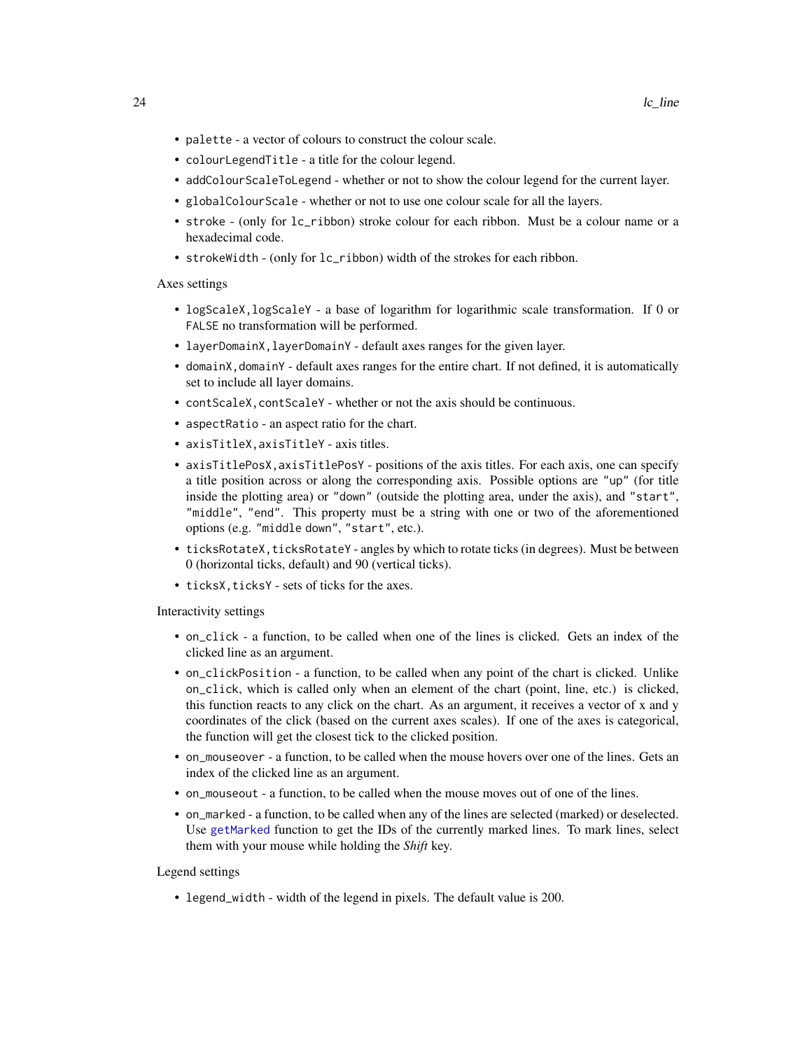- `palette` - a vector of colours to construct the colour scale.
- `colourLegendTitle` - a title for the colour legend.
- `addColourScaleToLegend` - whether or not to show the colour legend for the current layer.
- `globalColourScale` - whether or not to use one colour scale for all the layers.
- `stroke` - (only for `lc_ribbon`) stroke colour for each ribbon. Must be a colour name or a hexadecimal code.
- `strokeWidth` - (only for `lc_ribbon`) width of the strokes for each ribbon.

Axes settings

- `logScaleX,logScaleY` - a base of logarithm for logarithmic scale transformation. If 0 or `FALSE` no transformation will be performed.
- `layerDomainX,layerDomainY` - default axes ranges for the given layer.
- `domainX,domainY` - default axes ranges for the entire chart. If not defined, it is automatically set to include all layer domains.
- `contScaleX,contScaleY` - whether or not the axis should be continuous.
- `aspectRatio` - an aspect ratio for the chart.
- `axisTitleX,axisTitleY` - axis titles.
- `axisTitlePosX,axisTitlePosY` - positions of the axis titles. For each axis, one can specify a title position across or along the corresponding axis. Possible options are `"up"` (for title inside the plotting area) or `"down"` (outside the plotting area, under the axis), and `"start"`, `"middle"`, `"end"`. This property must be a string with one or two of the aforementioned options (e.g. `"middle down"`, `"start"`, etc.).
- `ticksRotateX,ticksRotateY` - angles by which to rotate ticks (in degrees). Must be between 0 (horizontal ticks, default) and 90 (vertical ticks).
- `ticksX,ticksY` - sets of ticks for the axes.

Interactivity settings

- `on_click` - a function, to be called when one of the lines is clicked. Gets an index of the clicked line as an argument.
- `on_clickPosition` - a function, to be called when any point of the chart is clicked. Unlike `on_click`, which is called only when an element of the chart (point, line, etc.) is clicked, this function reacts to any click on the chart. As an argument, it receives a vector of x and y coordinates of the click (based on the current axes scales). If one of the axes is categorical, the function will get the closest tick to the clicked position.
- `on_mouseover` - a function, to be called when the mouse hovers over one of the lines. Gets an index of the clicked line as an argument.
- `on_mouseout` - a function, to be called when the mouse moves out of one of the lines.
- `on_marked` - a function, to be called when any of the lines are selected (marked) or deselected. Use `getMarked` function to get the IDs of the currently marked lines. To mark lines, select them with your mouse while holding the *Shift* key.

Legend settings

- `legend_width` - width of the legend in pixels. The default value is 200.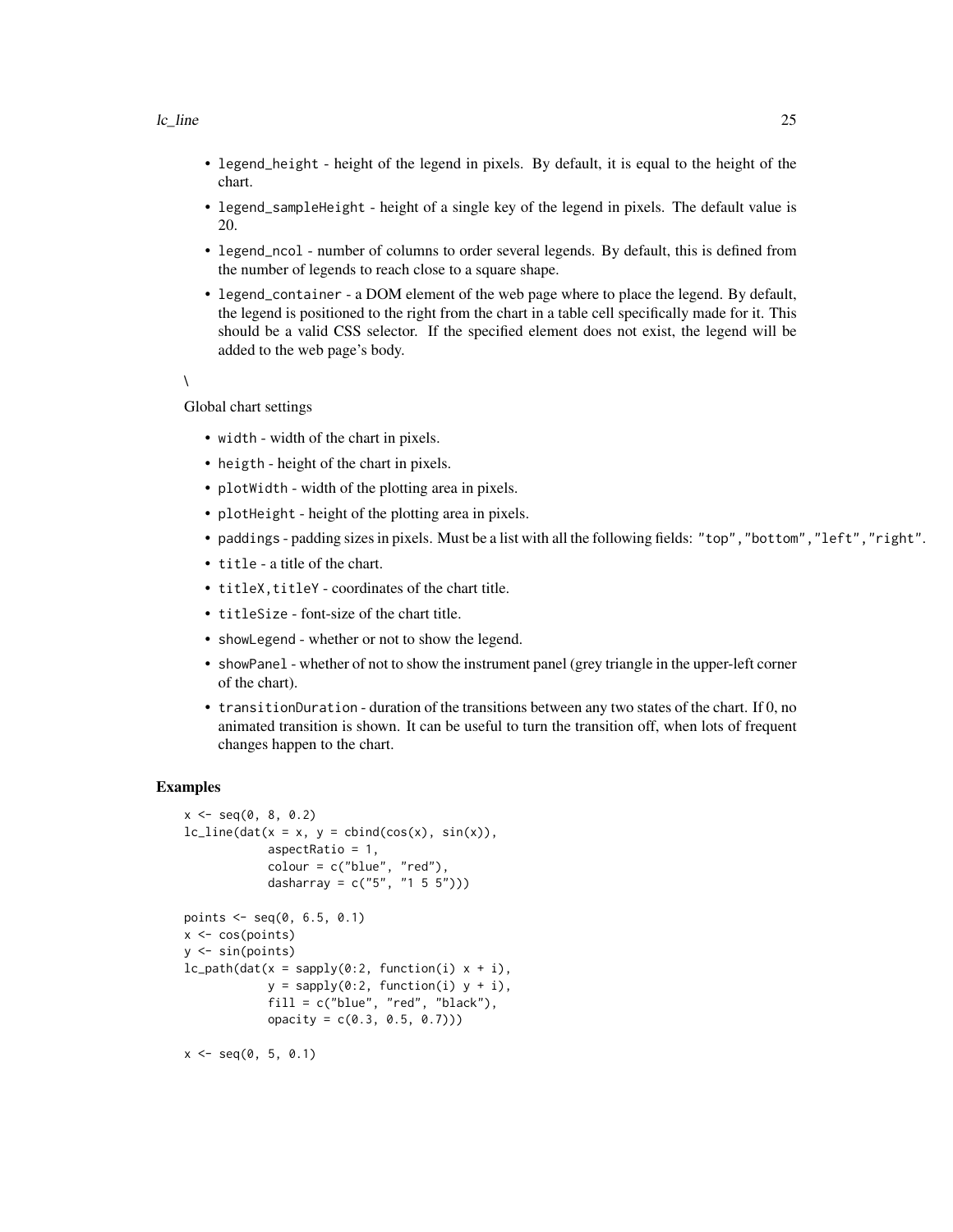- legend_height - height of the legend in pixels. By default, it is equal to the height of the chart.
- legend_sampleHeight - height of a single key of the legend in pixels. The default value is 20.
- legend_ncol - number of columns to order several legends. By default, this is defined from the number of legends to reach close to a square shape.
- legend_container - a DOM element of the web page where to place the legend. By default, the legend is positioned to the right from the chart in a table cell specifically made for it. This should be a valid CSS selector. If the specified element does not exist, the legend will be added to the web page's body.

\

Global chart settings

- width - width of the chart in pixels.
- heigth - height of the chart in pixels.
- plotWidth - width of the plotting area in pixels.
- plotHeight - height of the plotting area in pixels.
- paddings - padding sizes in pixels. Must be a list with all the following fields: "top","bottom","left","right".
- title - a title of the chart.
- titleX,titleY - coordinates of the chart title.
- titleSize - font-size of the chart title.
- showLegend - whether or not to show the legend.
- showPanel - whether of not to show the instrument panel (grey triangle in the upper-left corner of the chart).
- transitionDuration - duration of the transitions between any two states of the chart. If 0, no animated transition is shown. It can be useful to turn the transition off, when lots of frequent changes happen to the chart.

## Examples

```
x <- seq(0, 8, 0.2)
lc_line(dat(x = x, y = cbind(cos(x), sin(x)),
            aspectRatio = 1,
            colour = c("blue", "red"),
            dasharray = c("5", "1 5 5")))

points <- seq(0, 6.5, 0.1)
x <- cos(points)
y <- sin(points)
lc_path(dat(x = sapply(0:2, function(i) x + i),
            y = sapply(0:2, function(i) y + i),
            fill = c("blue", "red", "black"),
            opacity = c(0.3, 0.5, 0.7)))

x <- seq(0, 5, 0.1)
```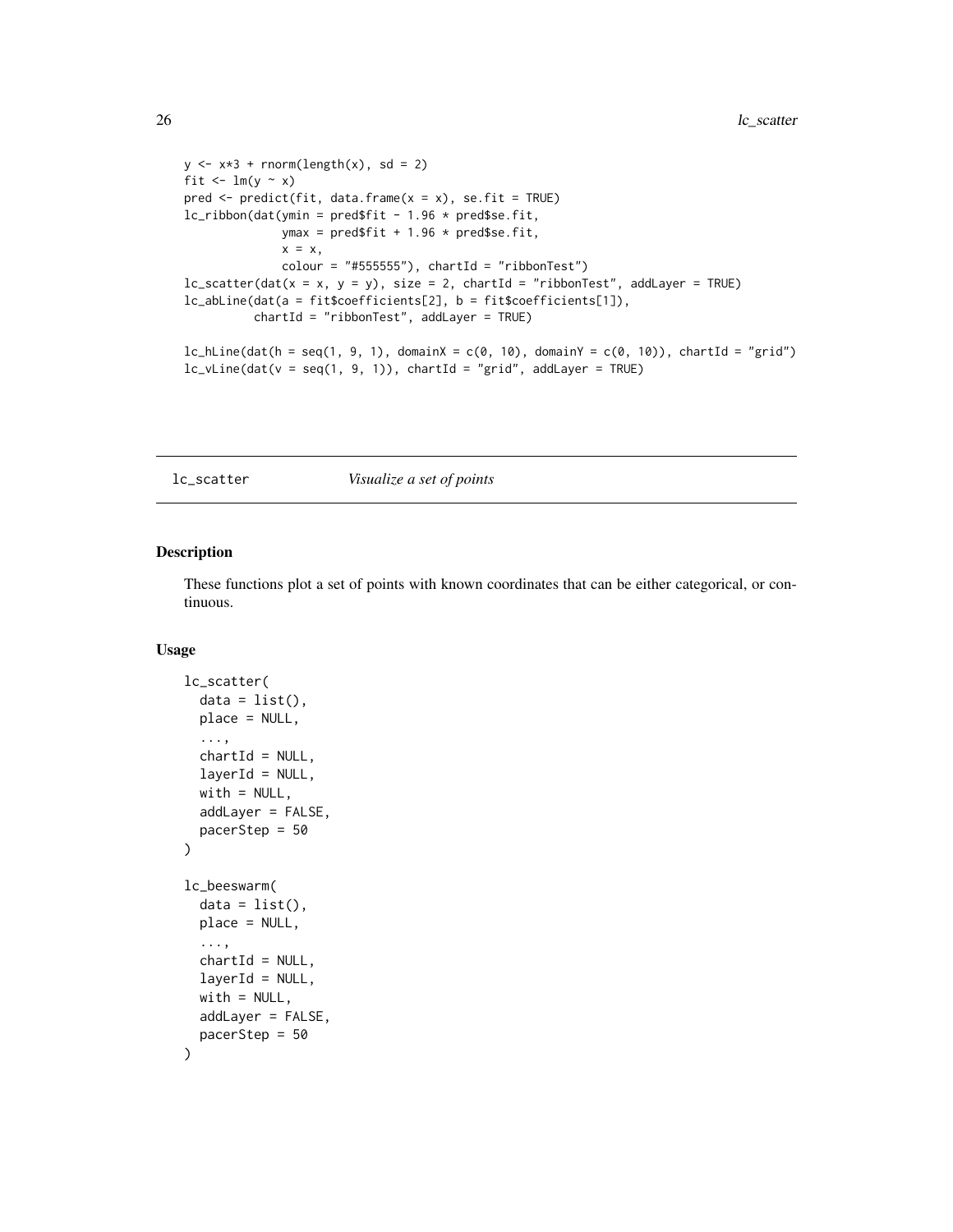```
y <- x*3 + rnorm(length(x), sd = 2)
fit <- lm(y ~ x)
pred <- predict(fit, data.frame(x = x), se.fit = TRUE)
lc_ribbon(dat(ymin = pred$fit - 1.96 * pred$se.fit,
              ymax = pred$fit + 1.96 * pred$se.fit,
              x = x,
              colour = "#555555"), chartId = "ribbonTest")
lc_scatter(dat(x = x, y = y), size = 2, chartId = "ribbonTest", addLayer = TRUE)
lc_abLine(dat(a = fit$coefficients[2], b = fit$coefficients[1]),
          chartId = "ribbonTest", addLayer = TRUE)

lc_hLine(dat(h = seq(1, 9, 1), domainX = c(0, 10), domainY = c(0, 10)), chartId = "grid")
lc_vLine(dat(v = seq(1, 9, 1)), chartId = "grid", addLayer = TRUE)
```

---

## lc_scatter *Visualize a set of points*

---

### Description

These functions plot a set of points with known coordinates that can be either categorical, or continuous.

### Usage

```
lc_scatter(
  data = list(),
  place = NULL,
  ...,
  chartId = NULL,
  layerId = NULL,
  with = NULL,
  addLayer = FALSE,
  pacerStep = 50
)

lc_beeswarm(
  data = list(),
  place = NULL,
  ...,
  chartId = NULL,
  layerId = NULL,
  with = NULL,
  addLayer = FALSE,
  pacerStep = 50
)
```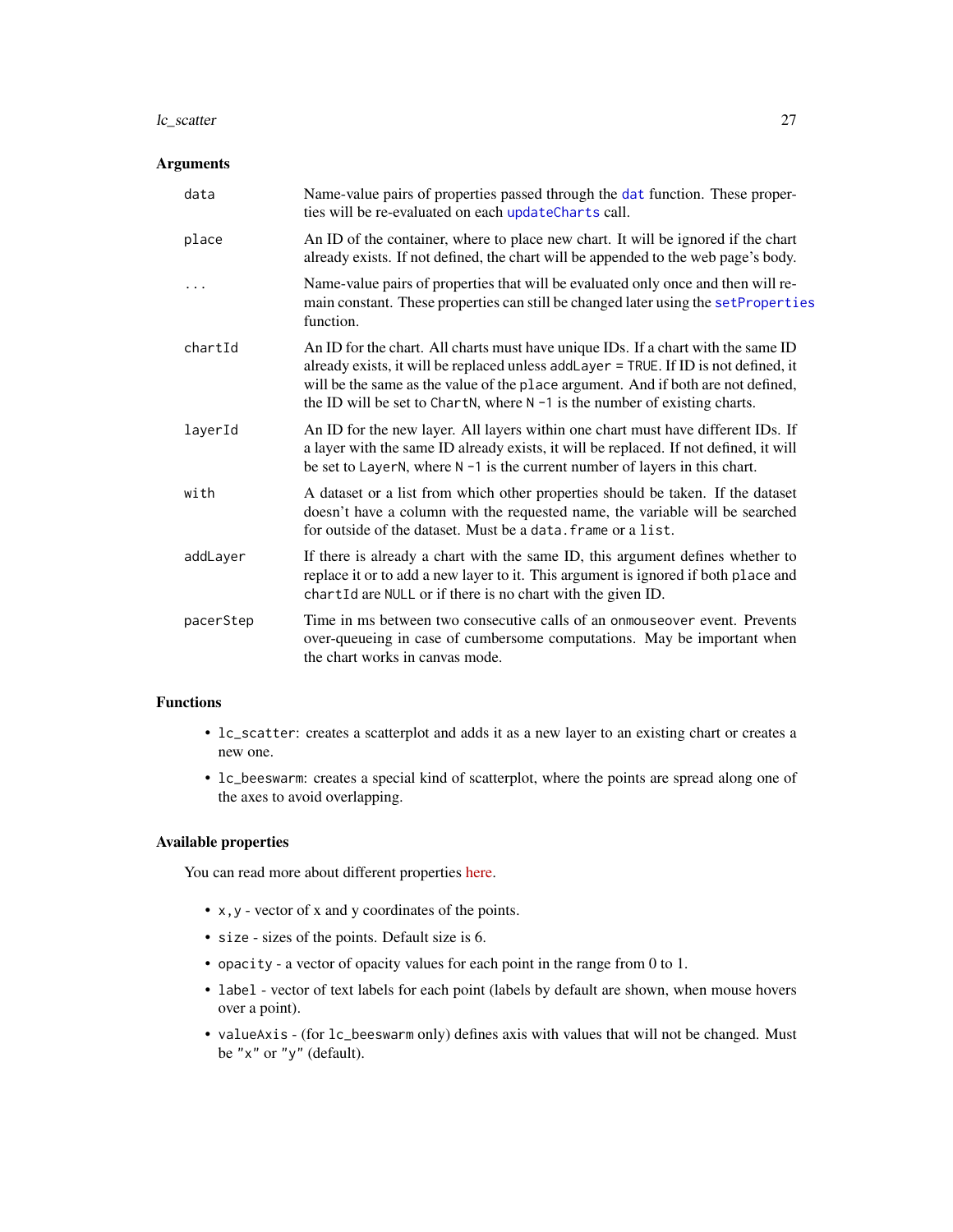## Arguments

| | |
|---|---|
| `data` | Name-value pairs of properties passed through the `dat` function. These properties will be re-evaluated on each `updateCharts` call. |
| `place` | An ID of the container, where to place new chart. It will be ignored if the chart already exists. If not defined, the chart will be appended to the web page's body. |
| `...` | Name-value pairs of properties that will be evaluated only once and then will remain constant. These properties can still be changed later using the `setProperties` function. |
| `chartId` | An ID for the chart. All charts must have unique IDs. If a chart with the same ID already exists, it will be replaced unless `addLayer = TRUE`. If ID is not defined, it will be the same as the value of the `place` argument. And if both are not defined, the ID will be set to `ChartN`, where `N -1` is the number of existing charts. |
| `layerId` | An ID for the new layer. All layers within one chart must have different IDs. If a layer with the same ID already exists, it will be replaced. If not defined, it will be set to `LayerN`, where `N -1` is the current number of layers in this chart. |
| `with` | A dataset or a list from which other properties should be taken. If the dataset doesn't have a column with the requested name, the variable will be searched for outside of the dataset. Must be a `data.frame` or a `list`. |
| `addLayer` | If there is already a chart with the same ID, this argument defines whether to replace it or to add a new layer to it. This argument is ignored if both `place` and `chartId` are `NULL` or if there is no chart with the given ID. |
| `pacerStep` | Time in ms between two consecutive calls of an `onmouseover` event. Prevents over-queueing in case of cumbersome computations. May be important when the chart works in canvas mode. |

## Functions

- `lc_scatter`: creates a scatterplot and adds it as a new layer to an existing chart or creates a new one.
- `lc_beeswarm`: creates a special kind of scatterplot, where the points are spread along one of the axes to avoid overlapping.

## Available properties

You can read more about different properties here.

- `x,y` - vector of x and y coordinates of the points.
- `size` - sizes of the points. Default size is 6.
- `opacity` - a vector of opacity values for each point in the range from 0 to 1.
- `label` - vector of text labels for each point (labels by default are shown, when mouse hovers over a point).
- `valueAxis` - (for `lc_beeswarm` only) defines axis with values that will not be changed. Must be `"x"` or `"y"` (default).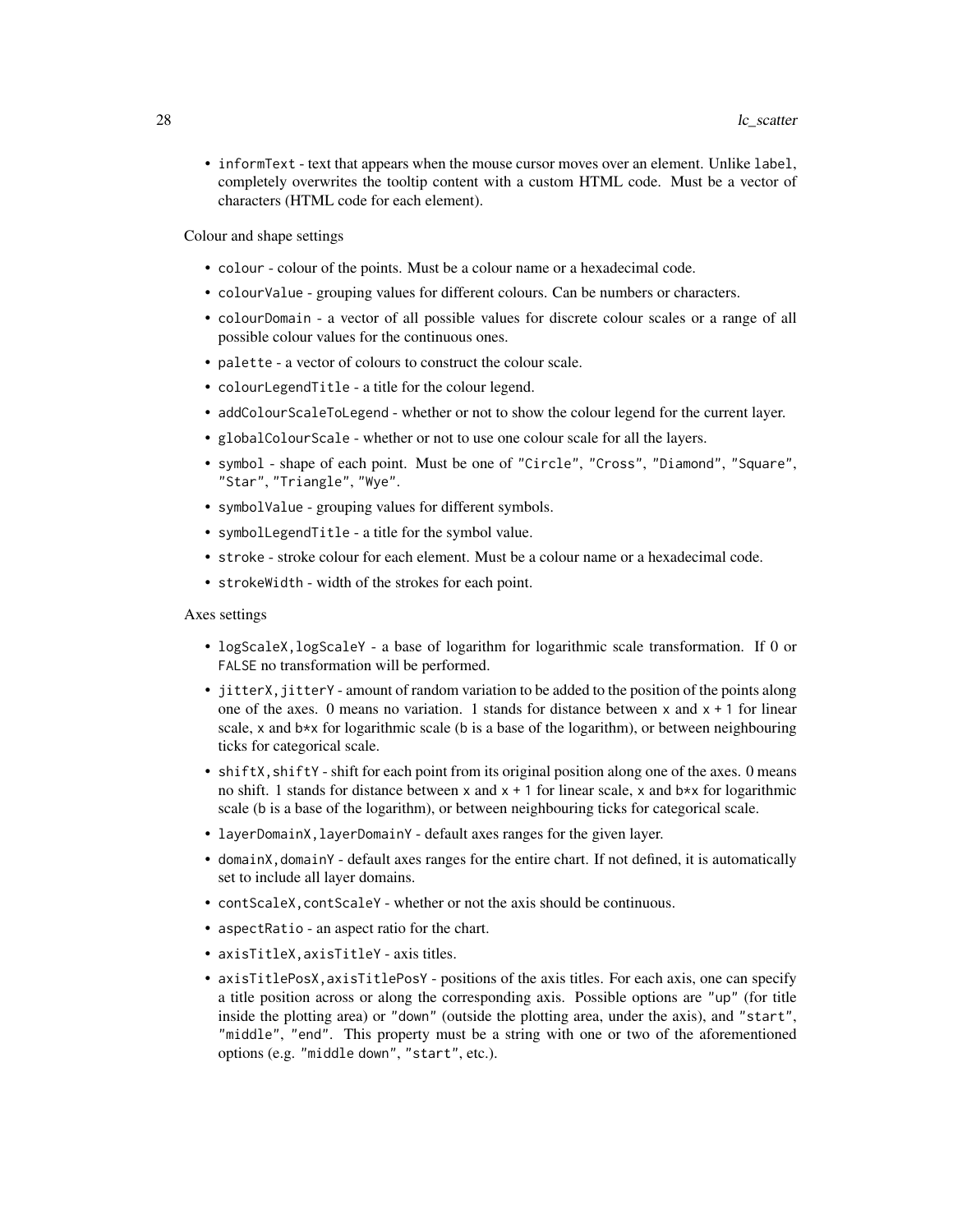- `informText` - text that appears when the mouse cursor moves over an element. Unlike `label`, completely overwrites the tooltip content with a custom HTML code. Must be a vector of characters (HTML code for each element).

Colour and shape settings

- `colour` - colour of the points. Must be a colour name or a hexadecimal code.
- `colourValue` - grouping values for different colours. Can be numbers or characters.
- `colourDomain` - a vector of all possible values for discrete colour scales or a range of all possible colour values for the continuous ones.
- `palette` - a vector of colours to construct the colour scale.
- `colourLegendTitle` - a title for the colour legend.
- `addColourScaleToLegend` - whether or not to show the colour legend for the current layer.
- `globalColourScale` - whether or not to use one colour scale for all the layers.
- `symbol` - shape of each point. Must be one of `"Circle"`, `"Cross"`, `"Diamond"`, `"Square"`, `"Star"`, `"Triangle"`, `"Wye"`.
- `symbolValue` - grouping values for different symbols.
- `symbolLegendTitle` - a title for the symbol value.
- `stroke` - stroke colour for each element. Must be a colour name or a hexadecimal code.
- `strokeWidth` - width of the strokes for each point.

Axes settings

- `logScaleX,logScaleY` - a base of logarithm for logarithmic scale transformation. If 0 or `FALSE` no transformation will be performed.
- `jitterX,jitterY` - amount of random variation to be added to the position of the points along one of the axes. 0 means no variation. 1 stands for distance between `x` and `x + 1` for linear scale, `x` and `b*x` for logarithmic scale (`b` is a base of the logarithm), or between neighbouring ticks for categorical scale.
- `shiftX,shiftY` - shift for each point from its original position along one of the axes. 0 means no shift. 1 stands for distance between `x` and `x + 1` for linear scale, `x` and `b*x` for logarithmic scale (`b` is a base of the logarithm), or between neighbouring ticks for categorical scale.
- `layerDomainX,layerDomainY` - default axes ranges for the given layer.
- `domainX,domainY` - default axes ranges for the entire chart. If not defined, it is automatically set to include all layer domains.
- `contScaleX,contScaleY` - whether or not the axis should be continuous.
- `aspectRatio` - an aspect ratio for the chart.
- `axisTitleX,axisTitleY` - axis titles.
- `axisTitlePosX,axisTitlePosY` - positions of the axis titles. For each axis, one can specify a title position across or along the corresponding axis. Possible options are `"up"` (for title inside the plotting area) or `"down"` (outside the plotting area, under the axis), and `"start"`, `"middle"`, `"end"`. This property must be a string with one or two of the aforementioned options (e.g. `"middle down"`, `"start"`, etc.).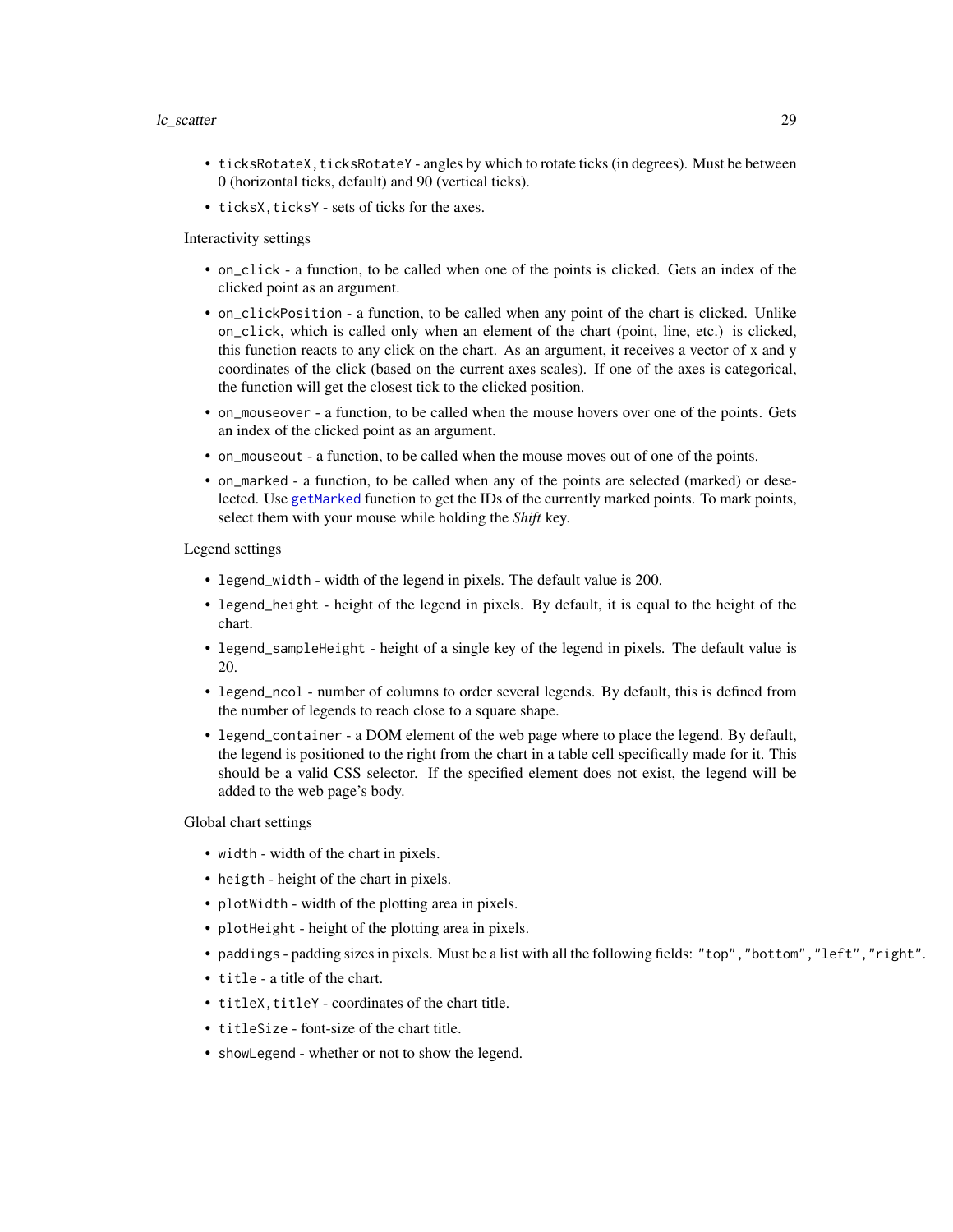- `ticksRotateX,ticksRotateY` - angles by which to rotate ticks (in degrees). Must be between 0 (horizontal ticks, default) and 90 (vertical ticks).
- `ticksX,ticksY` - sets of ticks for the axes.

Interactivity settings

- `on_click` - a function, to be called when one of the points is clicked. Gets an index of the clicked point as an argument.
- `on_clickPosition` - a function, to be called when any point of the chart is clicked. Unlike `on_click`, which is called only when an element of the chart (point, line, etc.) is clicked, this function reacts to any click on the chart. As an argument, it receives a vector of x and y coordinates of the click (based on the current axes scales). If one of the axes is categorical, the function will get the closest tick to the clicked position.
- `on_mouseover` - a function, to be called when the mouse hovers over one of the points. Gets an index of the clicked point as an argument.
- `on_mouseout` - a function, to be called when the mouse moves out of one of the points.
- `on_marked` - a function, to be called when any of the points are selected (marked) or deselected. Use `getMarked` function to get the IDs of the currently marked points. To mark points, select them with your mouse while holding the *Shift* key.

Legend settings

- `legend_width` - width of the legend in pixels. The default value is 200.
- `legend_height` - height of the legend in pixels. By default, it is equal to the height of the chart.
- `legend_sampleHeight` - height of a single key of the legend in pixels. The default value is 20.
- `legend_ncol` - number of columns to order several legends. By default, this is defined from the number of legends to reach close to a square shape.
- `legend_container` - a DOM element of the web page where to place the legend. By default, the legend is positioned to the right from the chart in a table cell specifically made for it. This should be a valid CSS selector. If the specified element does not exist, the legend will be added to the web page's body.

Global chart settings

- `width` - width of the chart in pixels.
- `heigth` - height of the chart in pixels.
- `plotWidth` - width of the plotting area in pixels.
- `plotHeight` - height of the plotting area in pixels.
- `paddings` - padding sizes in pixels. Must be a list with all the following fields: `"top","bottom","left","right"`.
- `title` - a title of the chart.
- `titleX,titleY` - coordinates of the chart title.
- `titleSize` - font-size of the chart title.
- `showLegend` - whether or not to show the legend.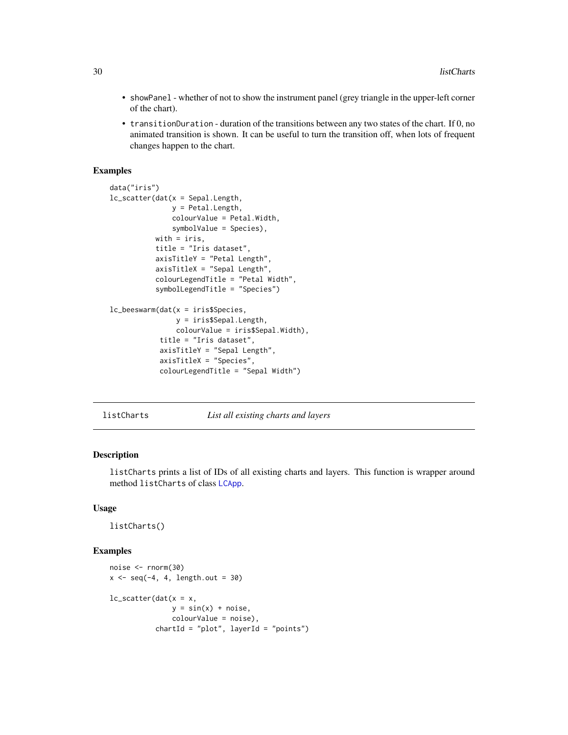- `showPanel` - whether of not to show the instrument panel (grey triangle in the upper-left corner of the chart).
- `transitionDuration` - duration of the transitions between any two states of the chart. If 0, no animated transition is shown. It can be useful to turn the transition off, when lots of frequent changes happen to the chart.

## Examples

```
data("iris")
lc_scatter(dat(x = Sepal.Length,
               y = Petal.Length,
               colourValue = Petal.Width,
               symbolValue = Species),
           with = iris,
           title = "Iris dataset",
           axisTitleY = "Petal Length",
           axisTitleX = "Sepal Length",
           colourLegendTitle = "Petal Width",
           symbolLegendTitle = "Species")

lc_beeswarm(dat(x = iris$Species,
                y = iris$Sepal.Length,
                colourValue = iris$Sepal.Width),
            title = "Iris dataset",
            axisTitleY = "Sepal Length",
            axisTitleX = "Species",
            colourLegendTitle = "Sepal Width")
```

---

# listCharts — *List all existing charts and layers*

## Description

`listCharts` prints a list of IDs of all existing charts and layers. This function is wrapper around method `listCharts` of class LCApp.

## Usage

```
listCharts()
```

## Examples

```
noise <- rnorm(30)
x <- seq(-4, 4, length.out = 30)

lc_scatter(dat(x = x,
               y = sin(x) + noise,
               colourValue = noise),
           chartId = "plot", layerId = "points")
```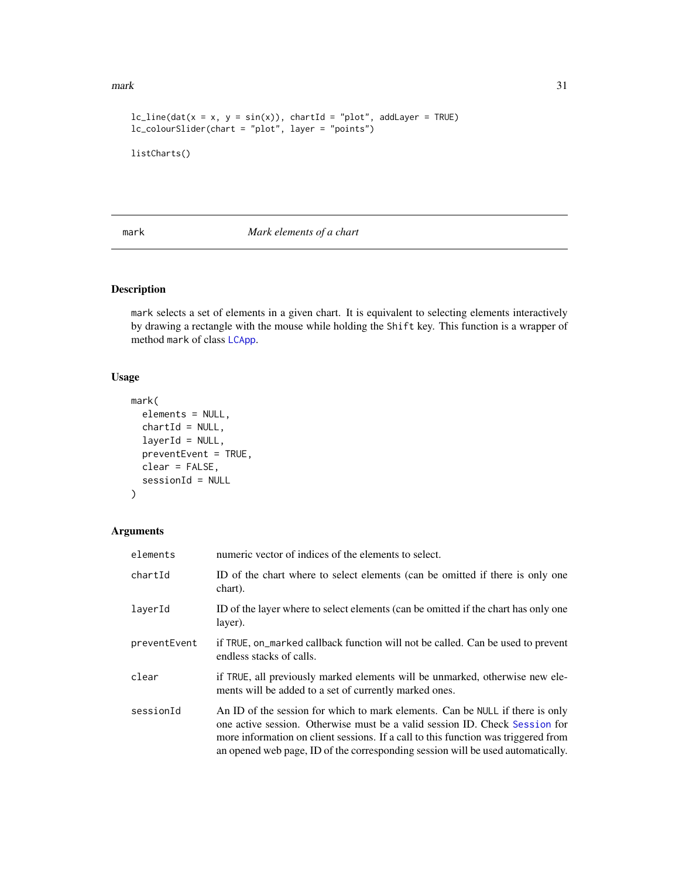```
lc_line(dat(x = x, y = sin(x)), chartId = "plot", addLayer = TRUE)
lc_colourSlider(chart = "plot", layer = "points")

listCharts()
```

---

## mark — *Mark elements of a chart*

### Description

mark selects a set of elements in a given chart. It is equivalent to selecting elements interactively by drawing a rectangle with the mouse while holding the Shift key. This function is a wrapper of method mark of class LCApp.

### Usage

```
mark(
  elements = NULL,
  chartId = NULL,
  layerId = NULL,
  preventEvent = TRUE,
  clear = FALSE,
  sessionId = NULL
)
```

### Arguments

| | |
|---|---|
| elements | numeric vector of indices of the elements to select. |
| chartId | ID of the chart where to select elements (can be omitted if there is only one chart). |
| layerId | ID of the layer where to select elements (can be omitted if the chart has only one layer). |
| preventEvent | if TRUE, on_marked callback function will not be called. Can be used to prevent endless stacks of calls. |
| clear | if TRUE, all previously marked elements will be unmarked, otherwise new elements will be added to a set of currently marked ones. |
| sessionId | An ID of the session for which to mark elements. Can be NULL if there is only one active session. Otherwise must be a valid session ID. Check Session for more information on client sessions. If a call to this function was trigered from an opened web page, ID of the corresponding session will be used automatically. |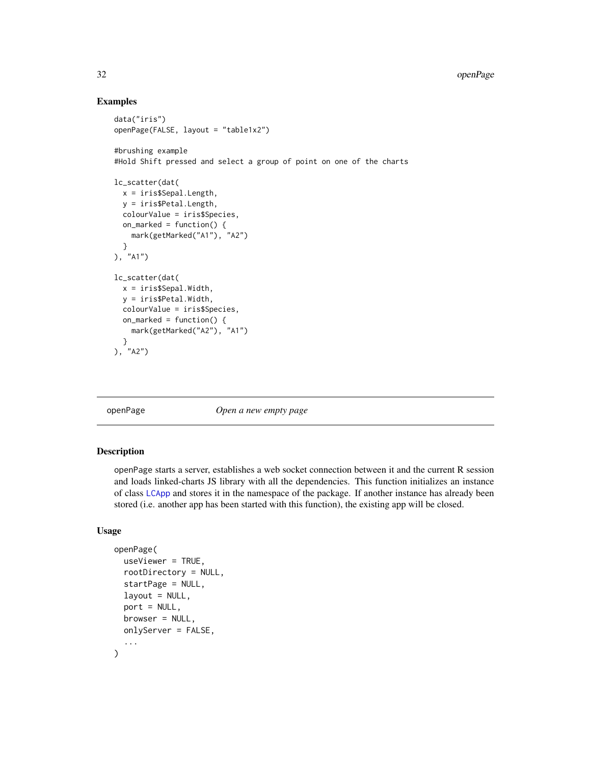## Examples

```
data("iris")
openPage(FALSE, layout = "table1x2")

#brushing example
#Hold Shift pressed and select a group of point on one of the charts

lc_scatter(dat(
  x = iris$Sepal.Length,
  y = iris$Petal.Length,
  colourValue = iris$Species,
  on_marked = function() {
    mark(getMarked("A1"), "A2")
  }
), "A1")

lc_scatter(dat(
  x = iris$Sepal.Width,
  y = iris$Petal.Width,
  colourValue = iris$Species,
  on_marked = function() {
    mark(getMarked("A2"), "A1")
  }
), "A2")
```

---

# openPage *Open a new empty page*

---

## Description

openPage starts a server, establishes a web socket connection between it and the current R session and loads linked-charts JS library with all the dependencies. This function initializes an instance of class LCApp and stores it in the namespace of the package. If another instance has already been stored (i.e. another app has been started with this function), the existing app will be closed.

## Usage

```
openPage(
  useViewer = TRUE,
  rootDirectory = NULL,
  startPage = NULL,
  layout = NULL,
  port = NULL,
  browser = NULL,
  onlyServer = FALSE,
  ...
)
```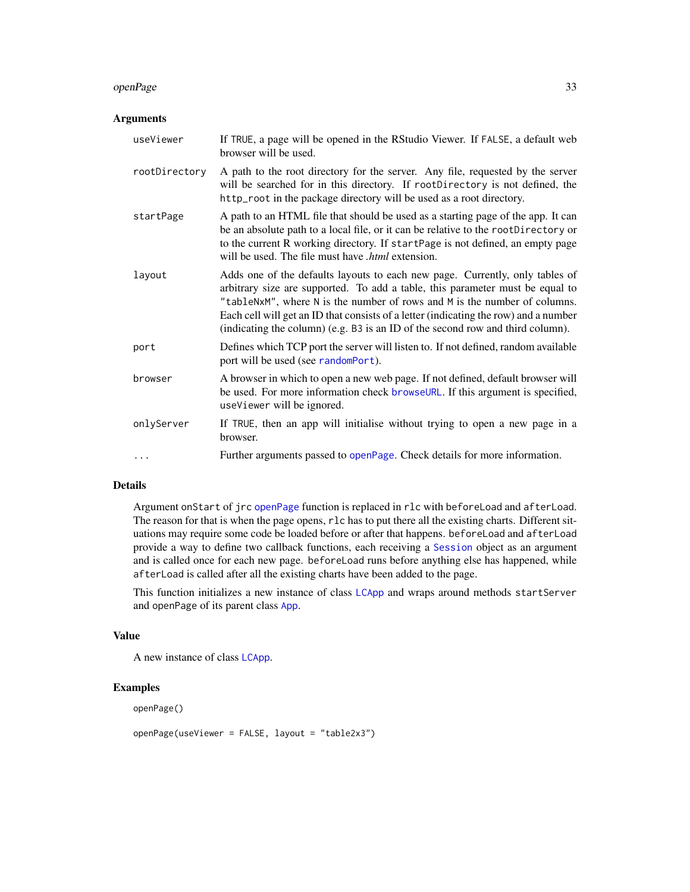## Arguments

| | |
|---|---|
| `useViewer` | If `TRUE`, a page will be opened in the RStudio Viewer. If `FALSE`, a default web browser will be used. |
| `rootDirectory` | A path to the root directory for the server. Any file, requested by the server will be searched for in this directory. If `rootDirectory` is not defined, the `http_root` in the package directory will be used as a root directory. |
| `startPage` | A path to an HTML file that should be used as a starting page of the app. It can be an absolute path to a local file, or it can be relative to the `rootDirectory` or to the current R working directory. If `startPage` is not defined, an empty page will be used. The file must have *.html* extension. |
| `layout` | Adds one of the defaults layouts to each new page. Currently, only tables of arbitrary size are supported. To add a table, this parameter must be equal to `"tableNxM"`, where `N` is the number of rows and `M` is the number of columns. Each cell will get an ID that consists of a letter (indicating the row) and a number (indicating the column) (e.g. `B3` is an ID of the second row and third column). |
| `port` | Defines which TCP port the server will listen to. If not defined, random available port will be used (see `randomPort`). |
| `browser` | A browser in which to open a new web page. If not defined, default browser will be used. For more information check `browseURL`. If this argument is specified, `useViewer` will be ignored. |
| `onlyServer` | If `TRUE`, then an app will initialise without trying to open a new page in a browser. |
| `...` | Further arguments passed to `openPage`. Check details for more information. |

## Details

Argument `onStart` of `jrc` `openPage` function is replaced in `rlc` with `beforeLoad` and `afterLoad`. The reason for that is when the page opens, `rlc` has to put there all the existing charts. Different situations may require some code be loaded before or after that happens. `beforeLoad` and `afterLoad` provide a way to define two callback functions, each receiving a `Session` object as an argument and is called once for each new page. `beforeLoad` runs before anything else has happened, while `afterLoad` is called after all the existing charts have been added to the page.

This function initializes a new instance of class `LCApp` and wraps around methods `startServer` and openPage of its parent class `App`.

## Value

A new instance of class `LCApp`.

## Examples

```
openPage()

openPage(useViewer = FALSE, layout = "table2x3")
```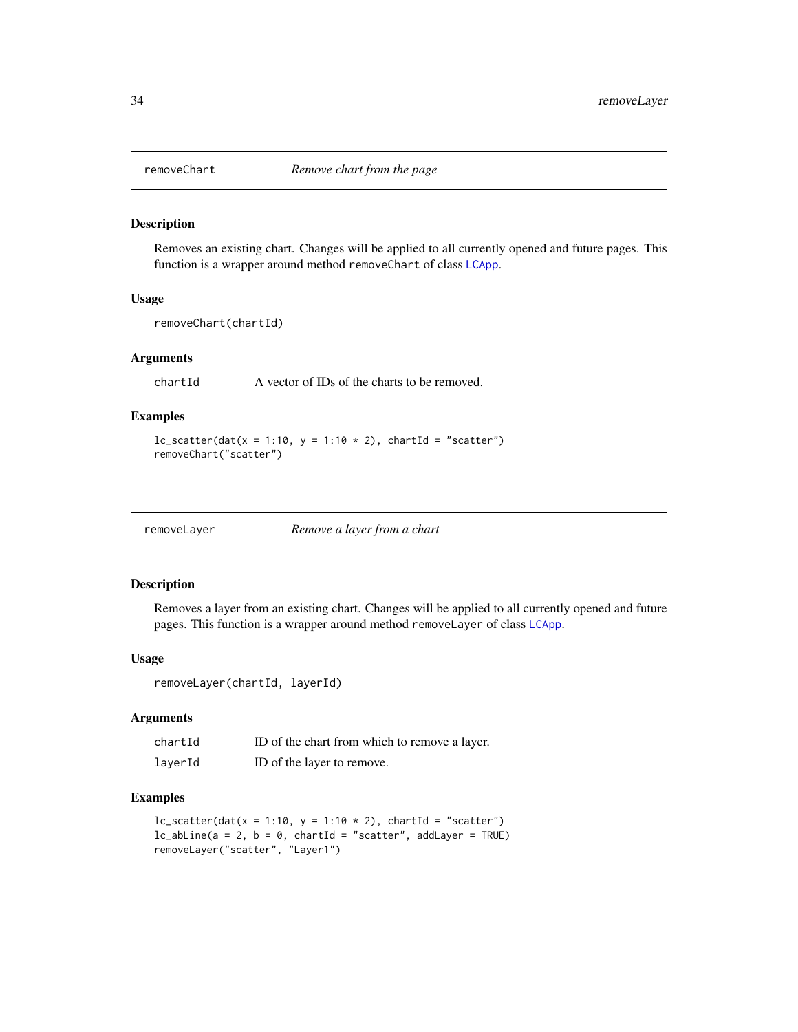## `removeChart` — *Remove chart from the page*

### Description

Removes an existing chart. Changes will be applied to all currently opened and future pages. This function is a wrapper around method `removeChart` of class `LCApp`.

### Usage

```
removeChart(chartId)
```

### Arguments

| | |
|---|---|
| `chartId` | A vector of IDs of the charts to be removed. |

### Examples

```
lc_scatter(dat(x = 1:10, y = 1:10 * 2), chartId = "scatter")
removeChart("scatter")
```

## `removeLayer` — *Remove a layer from a chart*

### Description

Removes a layer from an existing chart. Changes will be applied to all currently opened and future pages. This function is a wrapper around method `removeLayer` of class `LCApp`.

### Usage

```
removeLayer(chartId, layerId)
```

### Arguments

| | |
|---|---|
| `chartId` | ID of the chart from which to remove a layer. |
| `layerId` | ID of the layer to remove. |

### Examples

```
lc_scatter(dat(x = 1:10, y = 1:10 * 2), chartId = "scatter")
lc_abLine(a = 2, b = 0, chartId = "scatter", addLayer = TRUE)
removeLayer("scatter", "Layer1")
```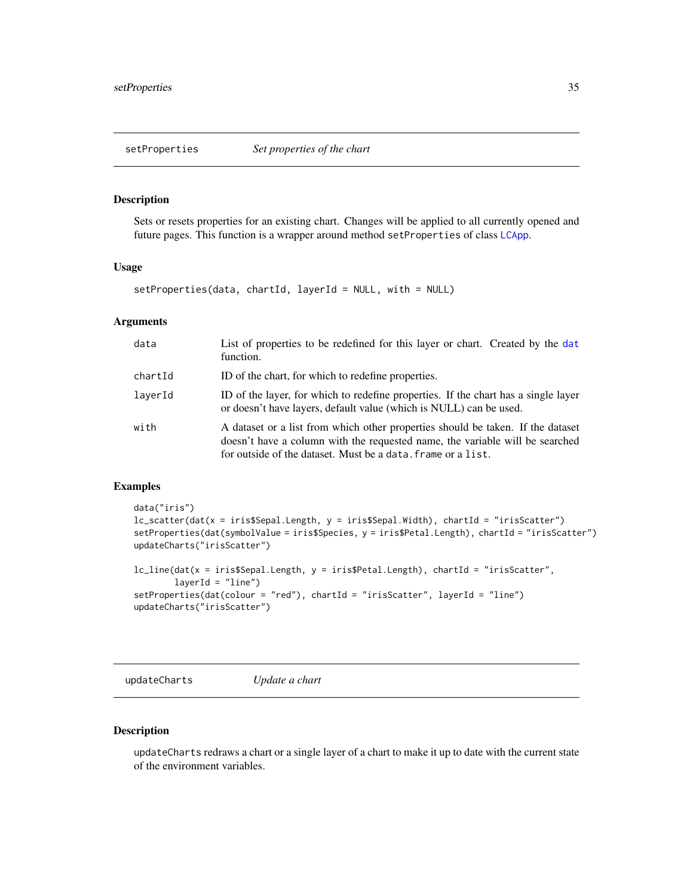## setProperties *Set properties of the chart*

### Description

Sets or resets properties for an existing chart. Changes will be applied to all currently opened and future pages. This function is a wrapper around method `setProperties` of class `LCApp`.

### Usage

```
setProperties(data, chartId, layerId = NULL, with = NULL)
```

### Arguments

| | |
|---|---|
| `data` | List of properties to be redefined for this layer or chart. Created by the `dat` function. |
| `chartId` | ID of the chart, for which to redefine properties. |
| `layerId` | ID of the layer, for which to redefine properties. If the chart has a single layer or doesn't have layers, default value (which is NULL) can be used. |
| `with` | A dataset or a list from which other properties should be taken. If the dataset doesn't have a column with the requested name, the variable will be searched for outside of the dataset. Must be a `data.frame` or a `list`. |

### Examples

```
data("iris")
lc_scatter(dat(x = iris$Sepal.Length, y = iris$Sepal.Width), chartId = "irisScatter")
setProperties(dat(symbolValue = iris$Species, y = iris$Petal.Length), chartId = "irisScatter")
updateCharts("irisScatter")

lc_line(dat(x = iris$Sepal.Length, y = iris$Petal.Length), chartId = "irisScatter",
        layerId = "line")
setProperties(dat(colour = "red"), chartId = "irisScatter", layerId = "line")
updateCharts("irisScatter")
```

## updateCharts *Update a chart*

### Description

`updateCharts` redraws a chart or a single layer of a chart to make it up to date with the current state of the environment variables.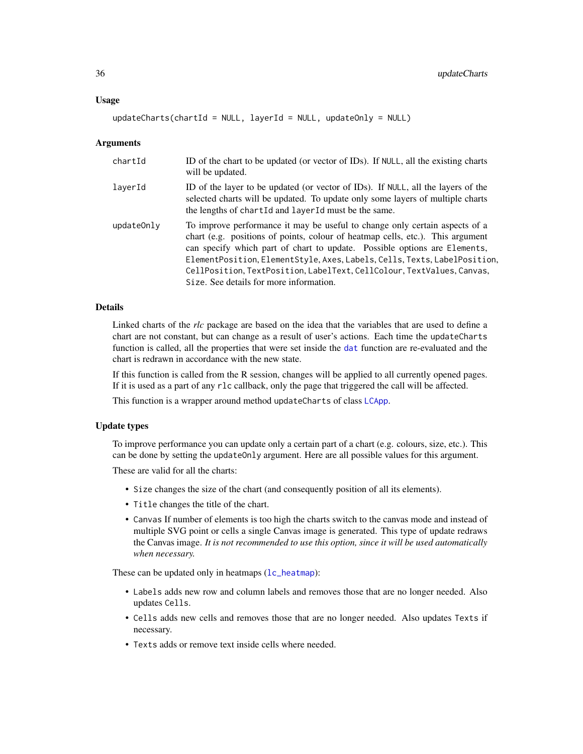### Usage

```
updateCharts(chartId = NULL, layerId = NULL, updateOnly = NULL)
```

### Arguments

| | |
|---|---|
| chartId | ID of the chart to be updated (or vector of IDs). If NULL, all the existing charts will be updated. |
| layerId | ID of the layer to be updated (or vector of IDs). If NULL, all the layers of the selected charts will be updated. To update only some layers of multiple charts the lengths of chartId and layerId must be the same. |
| updateOnly | To improve performance it may be useful to change only certain aspects of a chart (e.g. positions of points, colour of heatmap cells, etc.). This argument can specify which part of chart to update. Possible options are Elements, ElementPosition, ElementStyle, Axes, Labels, Cells, Texts, LabelPosition, CellPosition, TextPosition, LabelText, CellColour, TextValues, Canvas, Size. See details for more information. |

### Details

Linked charts of the *rlc* package are based on the idea that the variables that are used to define a chart are not constant, but can change as a result of user's actions. Each time the updateCharts function is called, all the properties that were set inside the dat function are re-evaluated and the chart is redrawn in accordance with the new state.

If this function is called from the R session, changes will be applied to all currently opened pages. If it is used as a part of any rlc callback, only the page that triggered the call will be affected.

This function is a wrapper around method updateCharts of class LCApp.

### Update types

To improve performance you can update only a certain part of a chart (e.g. colours, size, etc.). This can be done by setting the updateOnly argument. Here are all possible values for this argument.

These are valid for all the charts:

- Size changes the size of the chart (and consequently position of all its elements).
- Title changes the title of the chart.
- Canvas If number of elements is too high the charts switch to the canvas mode and instead of multiple SVG point or cells a single Canvas image is generated. This type of update redraws the Canvas image. *It is not recommended to use this option, since it will be used automatically when necessary.*

These can be updated only in heatmaps (lc_heatmap):

- Labels adds new row and column labels and removes those that are no longer needed. Also updates Cells.
- Cells adds new cells and removes those that are no longer needed. Also updates Texts if necessary.
- Texts adds or remove text inside cells where needed.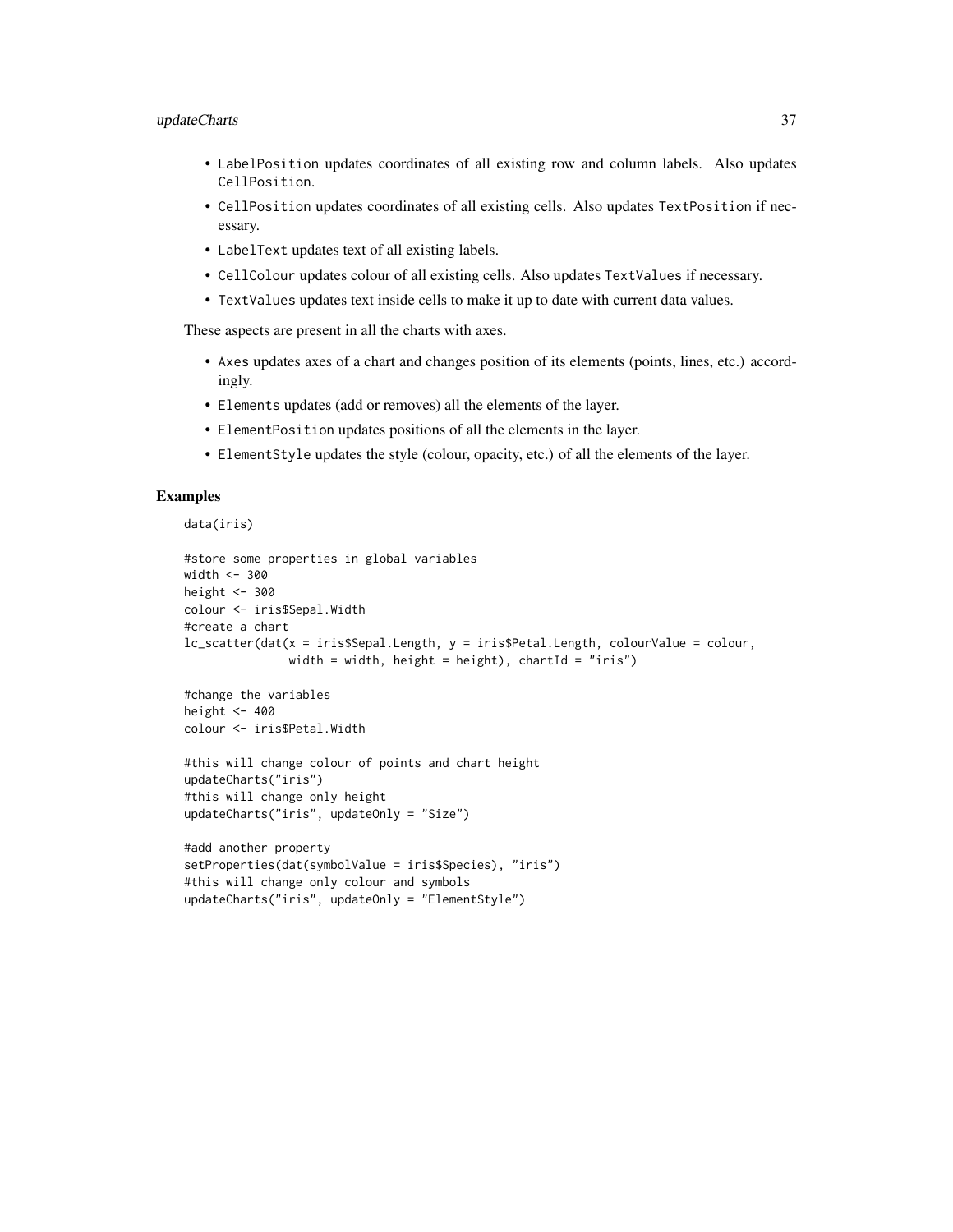- `LabelPosition` updates coordinates of all existing row and column labels. Also updates `CellPosition`.
- `CellPosition` updates coordinates of all existing cells. Also updates `TextPosition` if necessary.
- `LabelText` updates text of all existing labels.
- `CellColour` updates colour of all existing cells. Also updates `TextValues` if necessary.
- `TextValues` updates text inside cells to make it up to date with current data values.

These aspects are present in all the charts with axes.

- `Axes` updates axes of a chart and changes position of its elements (points, lines, etc.) accordingly.
- `Elements` updates (add or removes) all the elements of the layer.
- `ElementPosition` updates positions of all the elements in the layer.
- `ElementStyle` updates the style (colour, opacity, etc.) of all the elements of the layer.

## Examples

```
data(iris)

#store some properties in global variables
width <- 300
height <- 300
colour <- iris$Sepal.Width
#create a chart
lc_scatter(dat(x = iris$Sepal.Length, y = iris$Petal.Length, colourValue = colour,
               width = width, height = height), chartId = "iris")

#change the variables
height <- 400
colour <- iris$Petal.Width

#this will change colour of points and chart height
updateCharts("iris")
#this will change only height
updateCharts("iris", updateOnly = "Size")

#add another property
setProperties(dat(symbolValue = iris$Species), "iris")
#this will change only colour and symbols
updateCharts("iris", updateOnly = "ElementStyle")
```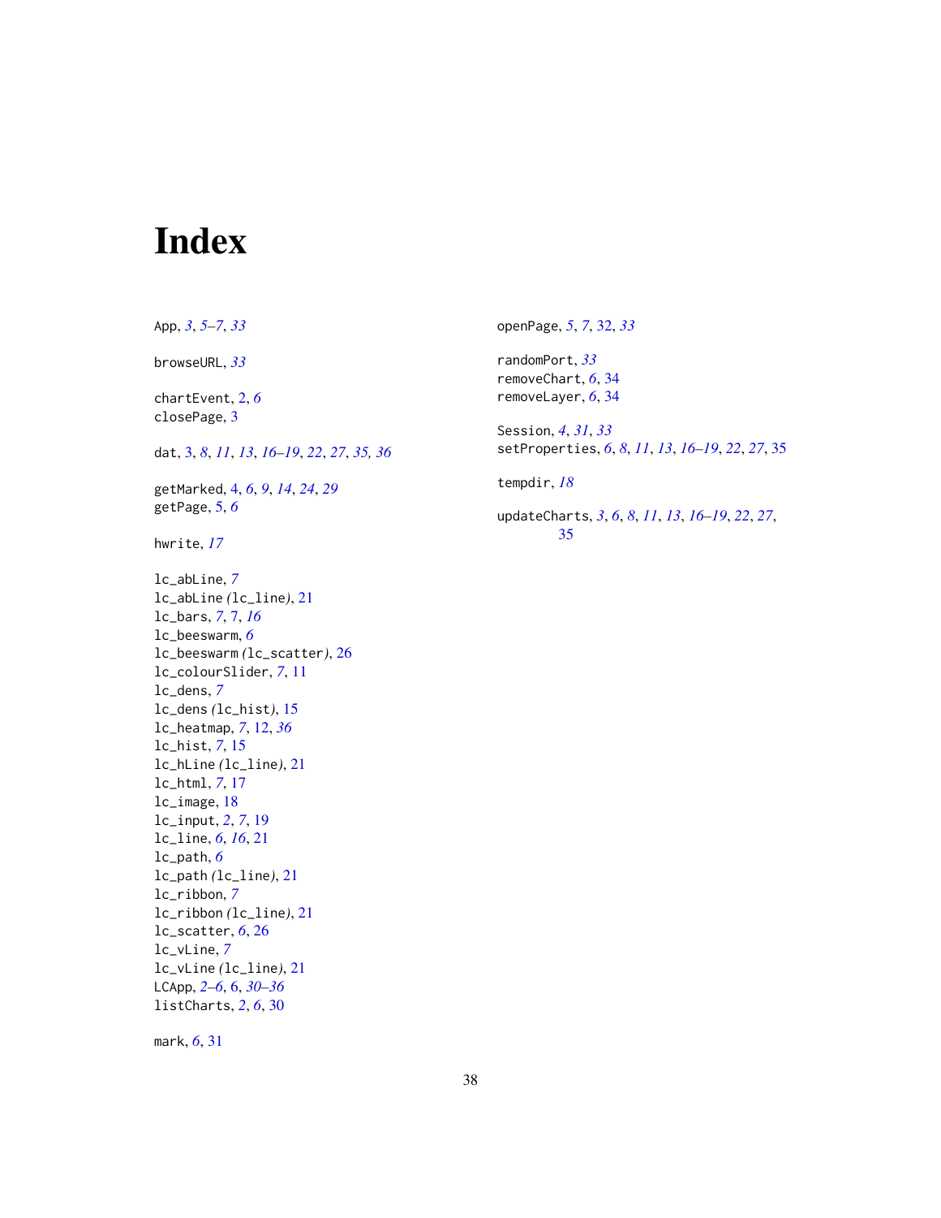# Index

App, *3*, *5–7*, *33*

browseURL, *33*

chartEvent, 2, *6*
closePage, 3

dat, 3, *8*, *11*, *13*, *16–19*, *22*, *27*, *35*, *36*

getMarked, 4, *6*, *9*, *14*, *24*, *29*
getPage, 5, *6*

hwrite, *17*

lc_abLine, *7*
lc_abLine (lc_line), 21
lc_bars, *7*, 7, *16*
lc_beeswarm, *6*
lc_beeswarm (lc_scatter), 26
lc_colourSlider, *7*, 11
lc_dens, *7*
lc_dens (lc_hist), 15
lc_heatmap, *7*, 12, *36*
lc_hist, *7*, 15
lc_hLine (lc_line), 21
lc_html, *7*, 17
lc_image, 18
lc_input, *2*, *7*, 19
lc_line, *6*, *16*, 21
lc_path, *6*
lc_path (lc_line), 21
lc_ribbon, *7*
lc_ribbon (lc_line), 21
lc_scatter, *6*, 26
lc_vLine, *7*
lc_vLine (lc_line), 21
LCApp, *2–6*, 6, *30–36*
listCharts, *2*, *6*, 30

mark, *6*, 31

openPage, *5*, *7*, 32, *33*

randomPort, *33*
removeChart, *6*, 34
removeLayer, *6*, 34

Session, *4*, *31*, *33*
setProperties, *6*, *8*, *11*, *13*, *16–19*, *22*, *27*, 35

tempdir, *18*

updateCharts, *3*, *6*, *8*, *11*, *13*, *16–19*, *22*, *27*, 35